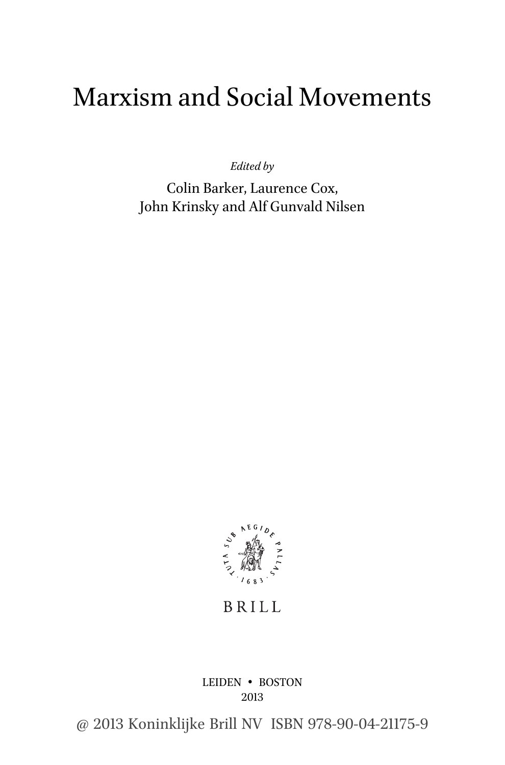# Marxism and Social Movements

*Edited by*

Colin Barker, Laurence Cox,
John Krinsky and Alf Gunvald Nilsen

BRILL

LEIDEN • BOSTON
2013

@ 2013 Koninklijke Brill NV ISBN 978-90-04-21175-9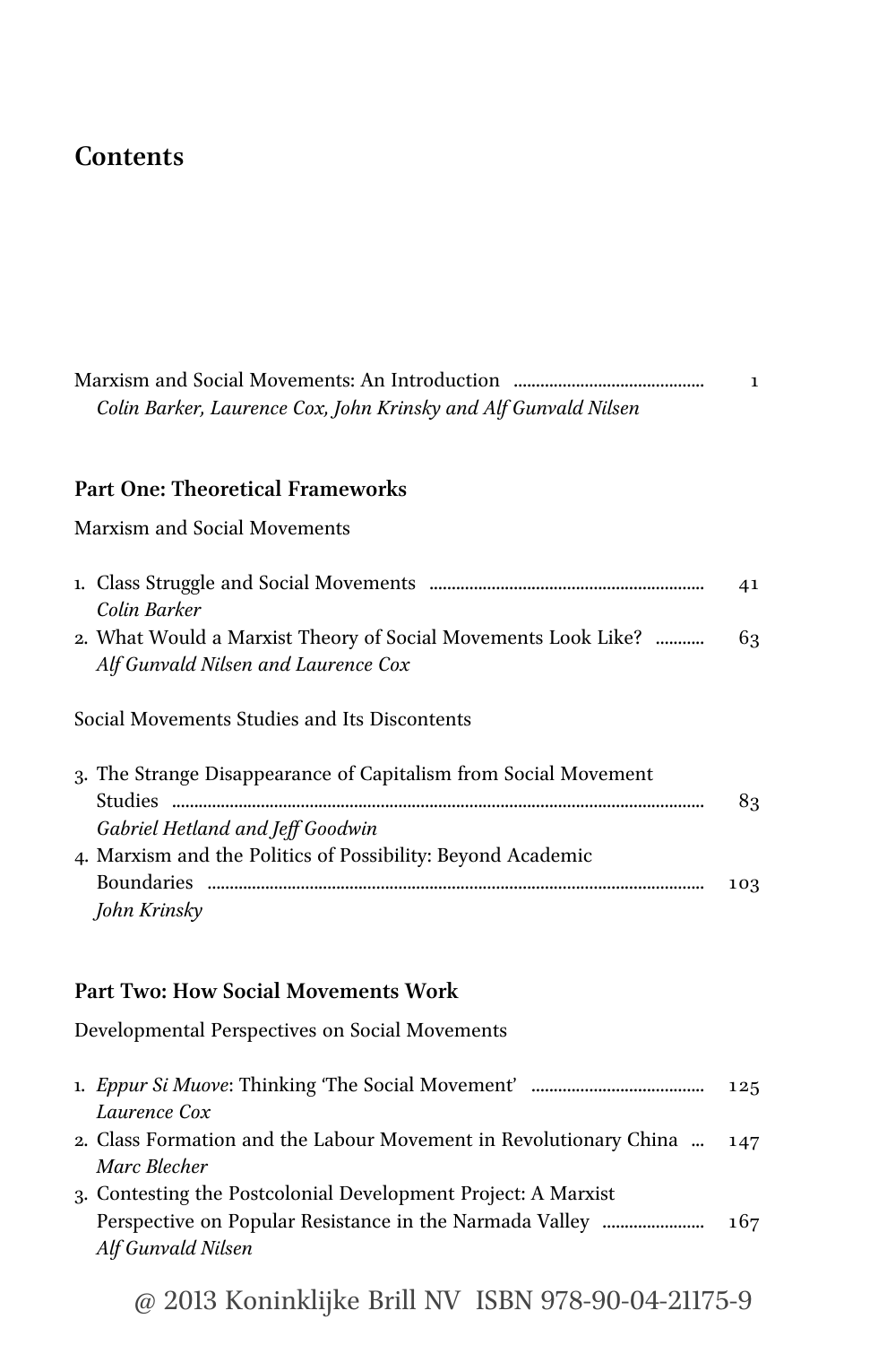# Contents

Marxism and Social Movements: An Introduction ............................................ 1
*Colin Barker, Laurence Cox, John Krinsky and Alf Gunvald Nilsen*

## Part One: Theoretical Frameworks

Marxism and Social Movements

1. Class Struggle and Social Movements ............................................ 41
   *Colin Barker*
2. What Would a Marxist Theory of Social Movements Look Like? .......... 63
   *Alf Gunvald Nilsen and Laurence Cox*

Social Movements Studies and Its Discontents

3. The Strange Disappearance of Capitalism from Social Movement Studies ............................................ 83
   *Gabriel Hetland and Jeff Goodwin*
4. Marxism and the Politics of Possibility: Beyond Academic Boundaries ............................................ 103
   *John Krinsky*

## Part Two: How Social Movements Work

Developmental Perspectives on Social Movements

1. *Eppur Si Muove*: Thinking 'The Social Movement' ............................................ 125
   *Laurence Cox*
2. Class Formation and the Labour Movement in Revolutionary China ... 147
   *Marc Blecher*
3. Contesting the Postcolonial Development Project: A Marxist Perspective on Popular Resistance in the Narmada Valley ...................... 167
   *Alf Gunvald Nilsen*

@ 2013 Koninklijke Brill NV ISBN 978-90-04-21175-9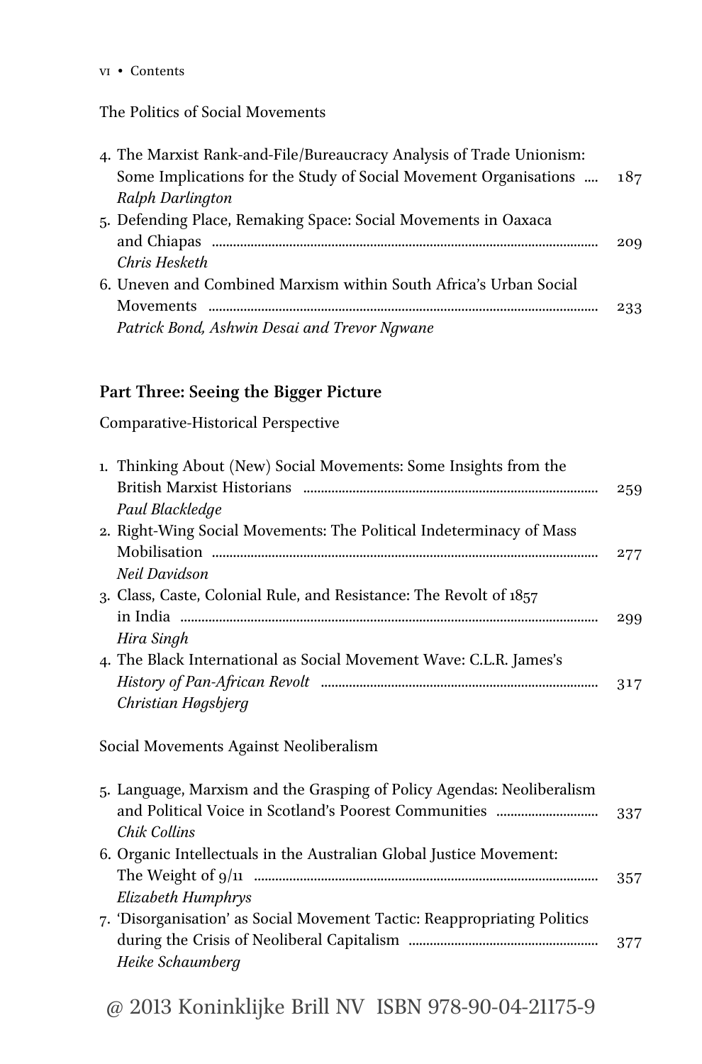The Politics of Social Movements

4. The Marxist Rank-and-File/Bureaucracy Analysis of Trade Unionism: Some Implications for the Study of Social Movement Organisations .... 187
   *Ralph Darlington*
5. Defending Place, Remaking Space: Social Movements in Oaxaca and Chiapas .... 209
   *Chris Hesketh*
6. Uneven and Combined Marxism within South Africa's Urban Social Movements .... 233
   *Patrick Bond, Ashwin Desai and Trevor Ngwane*

## Part Three: Seeing the Bigger Picture

Comparative-Historical Perspective

1. Thinking About (New) Social Movements: Some Insights from the British Marxist Historians .... 259
   *Paul Blackledge*
2. Right-Wing Social Movements: The Political Indeterminacy of Mass Mobilisation .... 277
   *Neil Davidson*
3. Class, Caste, Colonial Rule, and Resistance: The Revolt of 1857 in India .... 299
   *Hira Singh*
4. The Black International as Social Movement Wave: C.L.R. James's *History of Pan-African Revolt* .... 317
   *Christian Høgsbjerg*

Social Movements Against Neoliberalism

5. Language, Marxism and the Grasping of Policy Agendas: Neoliberalism and Political Voice in Scotland's Poorest Communities .... 337
   *Chik Collins*
6. Organic Intellectuals in the Australian Global Justice Movement: The Weight of 9/11 .... 357
   *Elizabeth Humphrys*
7. 'Disorganisation' as Social Movement Tactic: Reappropriating Politics during the Crisis of Neoliberal Capitalism .... 377
   *Heike Schaumberg*

@ 2013 Koninklijke Brill NV ISBN 978-90-04-21175-9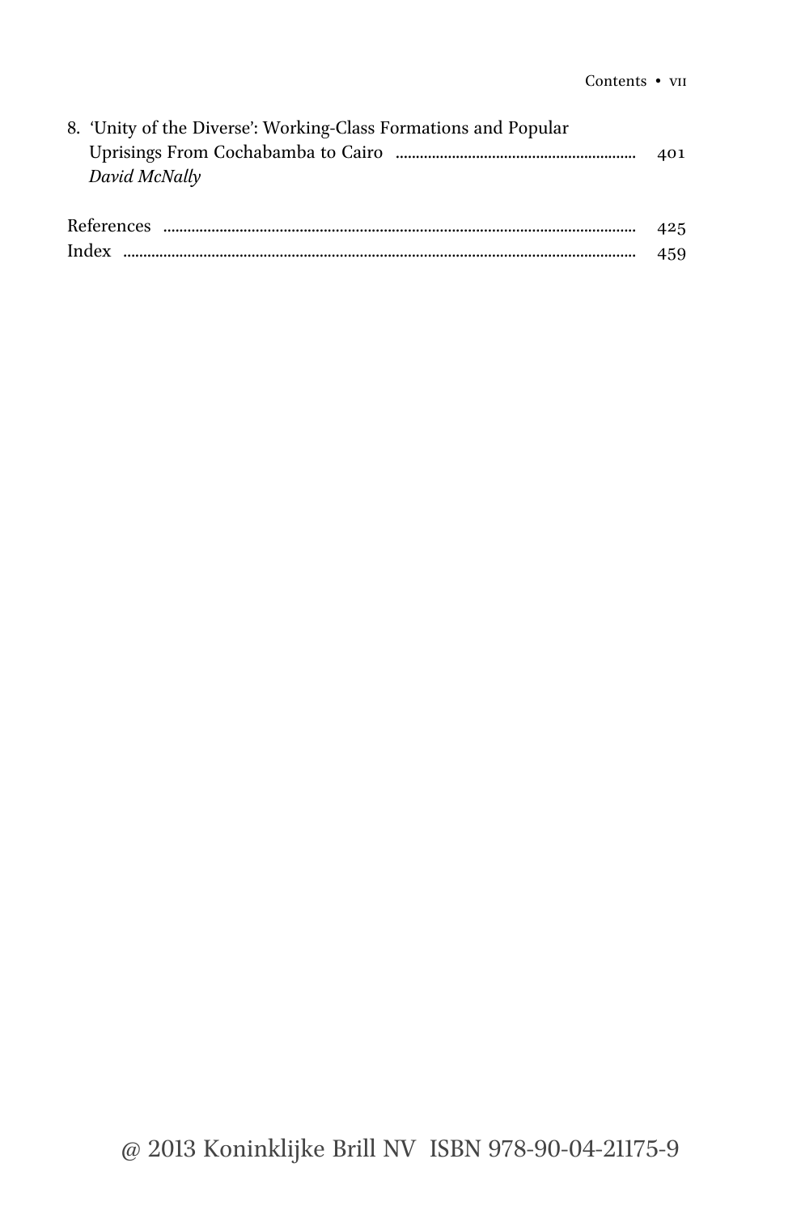8. 'Unity of the Diverse': Working-Class Formations and Popular Uprisings From Cochabamba to Cairo ........ 401
   *David McNally*

References ........ 425
Index ........ 459

@ 2013 Koninklijke Brill NV ISBN 978-90-04-21175-9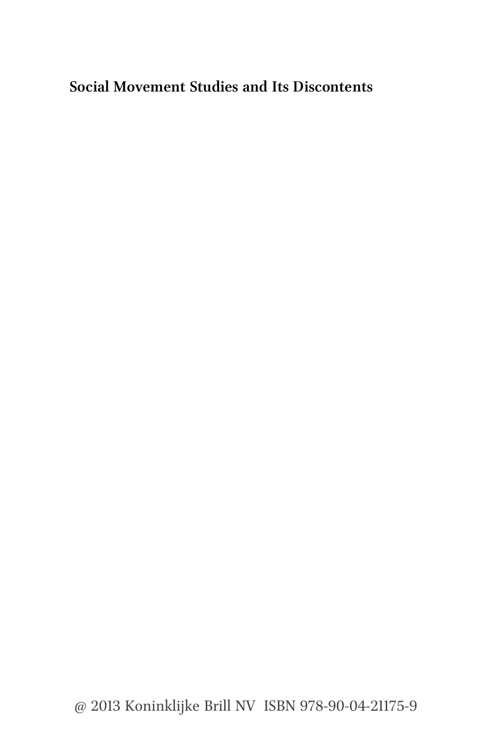**Social Movement Studies and Its Discontents**

@ 2013 Koninklijke Brill NV ISBN 978-90-04-21175-9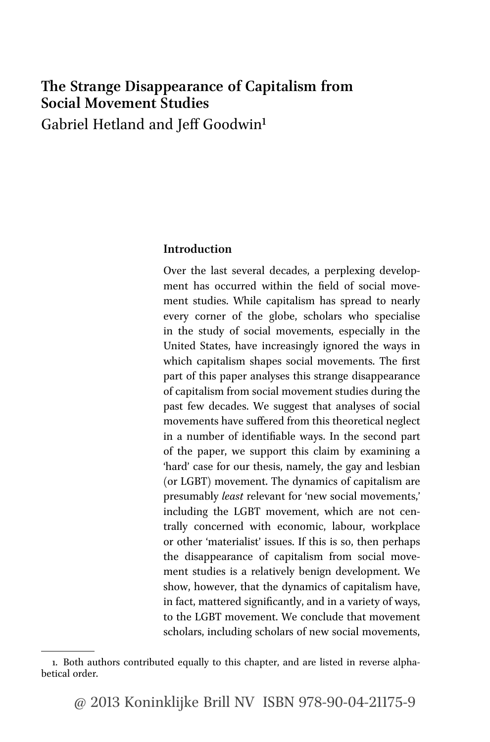# The Strange Disappearance of Capitalism from Social Movement Studies

Gabriel Hetland and Jeff Goodwin[1]

## Introduction

Over the last several decades, a perplexing development has occurred within the field of social movement studies. While capitalism has spread to nearly every corner of the globe, scholars who specialise in the study of social movements, especially in the United States, have increasingly ignored the ways in which capitalism shapes social movements. The first part of this paper analyses this strange disappearance of capitalism from social movement studies during the past few decades. We suggest that analyses of social movements have suffered from this theoretical neglect in a number of identifiable ways. In the second part of the paper, we support this claim by examining a 'hard' case for our thesis, namely, the gay and lesbian (or LGBT) movement. The dynamics of capitalism are presumably *least* relevant for 'new social movements,' including the LGBT movement, which are not centrally concerned with economic, labour, workplace or other 'materialist' issues. If this is so, then perhaps the disappearance of capitalism from social movement studies is a relatively benign development. We show, however, that the dynamics of capitalism have, in fact, mattered significantly, and in a variety of ways, to the LGBT movement. We conclude that movement scholars, including scholars of new social movements,

[1] Both authors contributed equally to this chapter, and are listed in reverse alphabetical order.

@ 2013 Koninklijke Brill NV ISBN 978-90-04-21175-9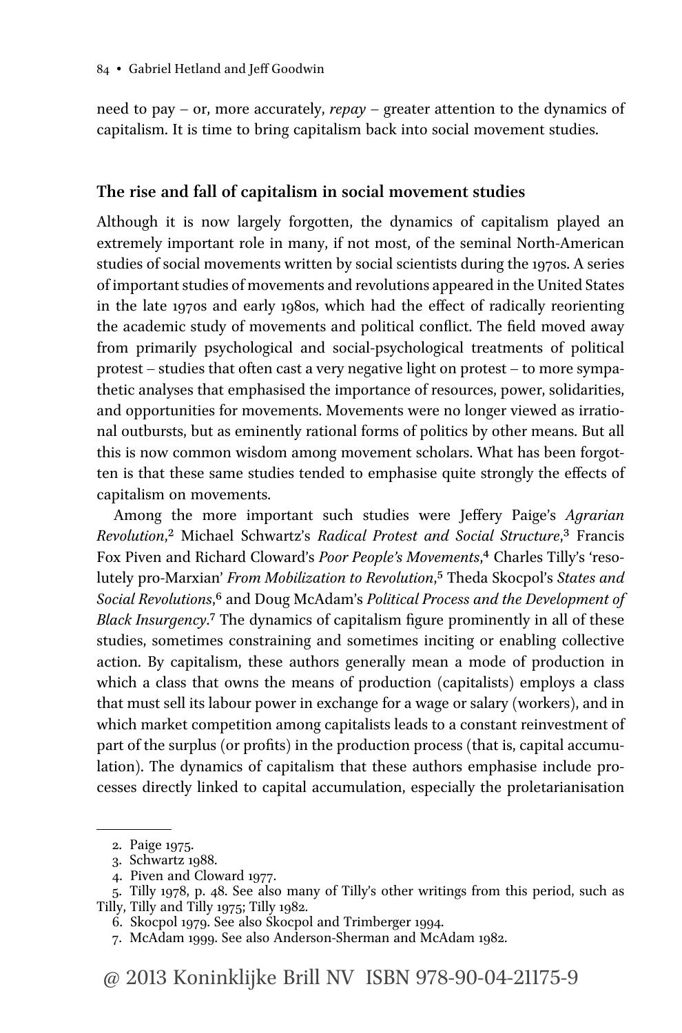need to pay – or, more accurately, *repay* – greater attention to the dynamics of capitalism. It is time to bring capitalism back into social movement studies.

### The rise and fall of capitalism in social movement studies

Although it is now largely forgotten, the dynamics of capitalism played an extremely important role in many, if not most, of the seminal North-American studies of social movements written by social scientists during the 1970s. A series of important studies of movements and revolutions appeared in the United States in the late 1970s and early 1980s, which had the effect of radically reorienting the academic study of movements and political conflict. The field moved away from primarily psychological and social-psychological treatments of political protest – studies that often cast a very negative light on protest – to more sympathetic analyses that emphasised the importance of resources, power, solidarities, and opportunities for movements. Movements were no longer viewed as irrational outbursts, but as eminently rational forms of politics by other means. But all this is now common wisdom among movement scholars. What has been forgotten is that these same studies tended to emphasise quite strongly the effects of capitalism on movements.

Among the more important such studies were Jeffery Paige's *Agrarian Revolution*,[2] Michael Schwartz's *Radical Protest and Social Structure*,[3] Francis Fox Piven and Richard Cloward's *Poor People's Movements*,[4] Charles Tilly's 'resolutely pro-Marxian' *From Mobilization to Revolution*,[5] Theda Skocpol's *States and Social Revolutions*,[6] and Doug McAdam's *Political Process and the Development of Black Insurgency*.[7] The dynamics of capitalism figure prominently in all of these studies, sometimes constraining and sometimes inciting or enabling collective action. By capitalism, these authors generally mean a mode of production in which a class that owns the means of production (capitalists) employs a class that must sell its labour power in exchange for a wage or salary (workers), and in which market competition among capitalists leads to a constant reinvestment of part of the surplus (or profits) in the production process (that is, capital accumulation). The dynamics of capitalism that these authors emphasise include processes directly linked to capital accumulation, especially the proletarianisation

2. Paige 1975.
3. Schwartz 1988.
4. Piven and Cloward 1977.
5. Tilly 1978, p. 48. See also many of Tilly's other writings from this period, such as Tilly, Tilly and Tilly 1975; Tilly 1982.
6. Skocpol 1979. See also Skocpol and Trimberger 1994.
7. McAdam 1999. See also Anderson-Sherman and McAdam 1982.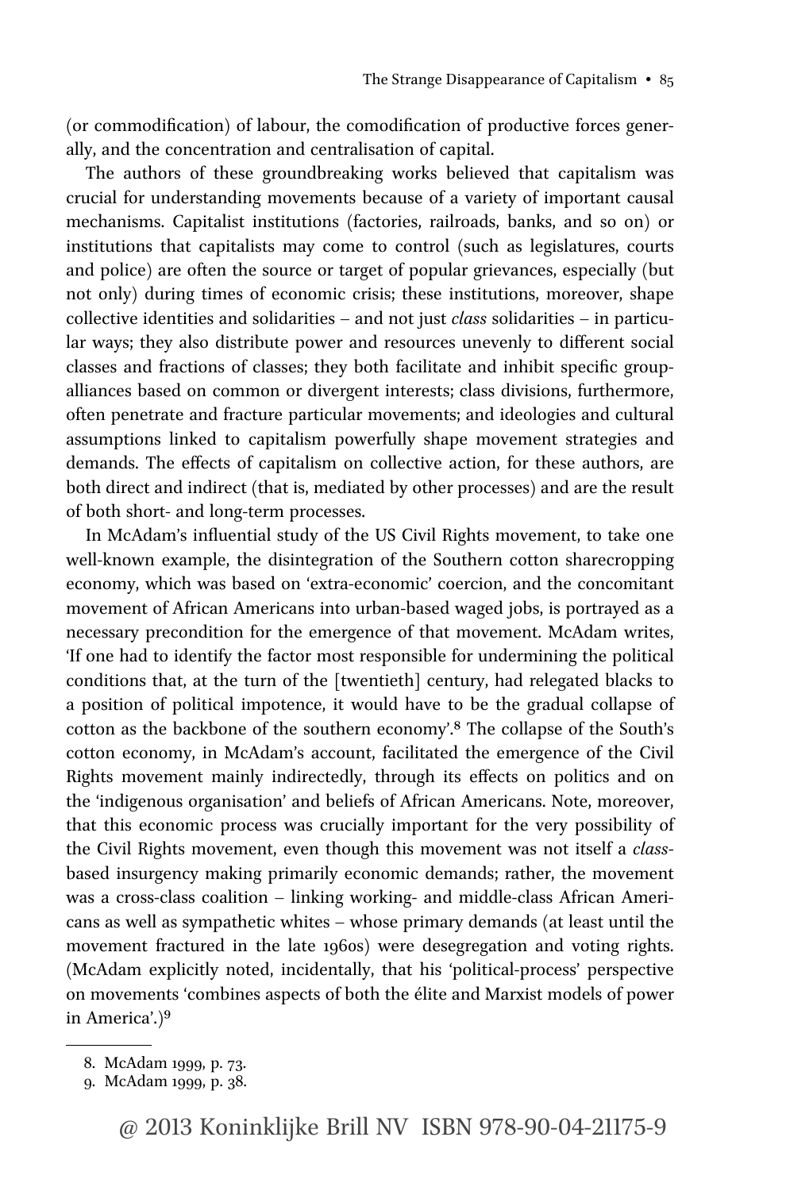(or commodification) of labour, the comodification of productive forces generally, and the concentration and centralisation of capital.

The authors of these groundbreaking works believed that capitalism was crucial for understanding movements because of a variety of important causal mechanisms. Capitalist institutions (factories, railroads, banks, and so on) or institutions that capitalists may come to control (such as legislatures, courts and police) are often the source or target of popular grievances, especially (but not only) during times of economic crisis; these institutions, moreover, shape collective identities and solidarities – and not just *class* solidarities – in particular ways; they also distribute power and resources unevenly to different social classes and fractions of classes; they both facilitate and inhibit specific group-alliances based on common or divergent interests; class divisions, furthermore, often penetrate and fracture particular movements; and ideologies and cultural assumptions linked to capitalism powerfully shape movement strategies and demands. The effects of capitalism on collective action, for these authors, are both direct and indirect (that is, mediated by other processes) and are the result of both short- and long-term processes.

In McAdam's influential study of the US Civil Rights movement, to take one well-known example, the disintegration of the Southern cotton sharecropping economy, which was based on 'extra-economic' coercion, and the concomitant movement of African Americans into urban-based waged jobs, is portrayed as a necessary precondition for the emergence of that movement. McAdam writes, 'If one had to identify the factor most responsible for undermining the political conditions that, at the turn of the [twentieth] century, had relegated blacks to a position of political impotence, it would have to be the gradual collapse of cotton as the backbone of the southern economy'.[8] The collapse of the South's cotton economy, in McAdam's account, facilitated the emergence of the Civil Rights movement mainly indirectedly, through its effects on politics and on the 'indigenous organisation' and beliefs of African Americans. Note, moreover, that this economic process was crucially important for the very possibility of the Civil Rights movement, even though this movement was not itself a *class*-based insurgency making primarily economic demands; rather, the movement was a cross-class coalition – linking working- and middle-class African Americans as well as sympathetic whites – whose primary demands (at least until the movement fractured in the late 1960s) were desegregation and voting rights. (McAdam explicitly noted, incidentally, that his 'political-process' perspective on movements 'combines aspects of both the élite and Marxist models of power in America'.)[9]

8. McAdam 1999, p. 73.

9. McAdam 1999, p. 38.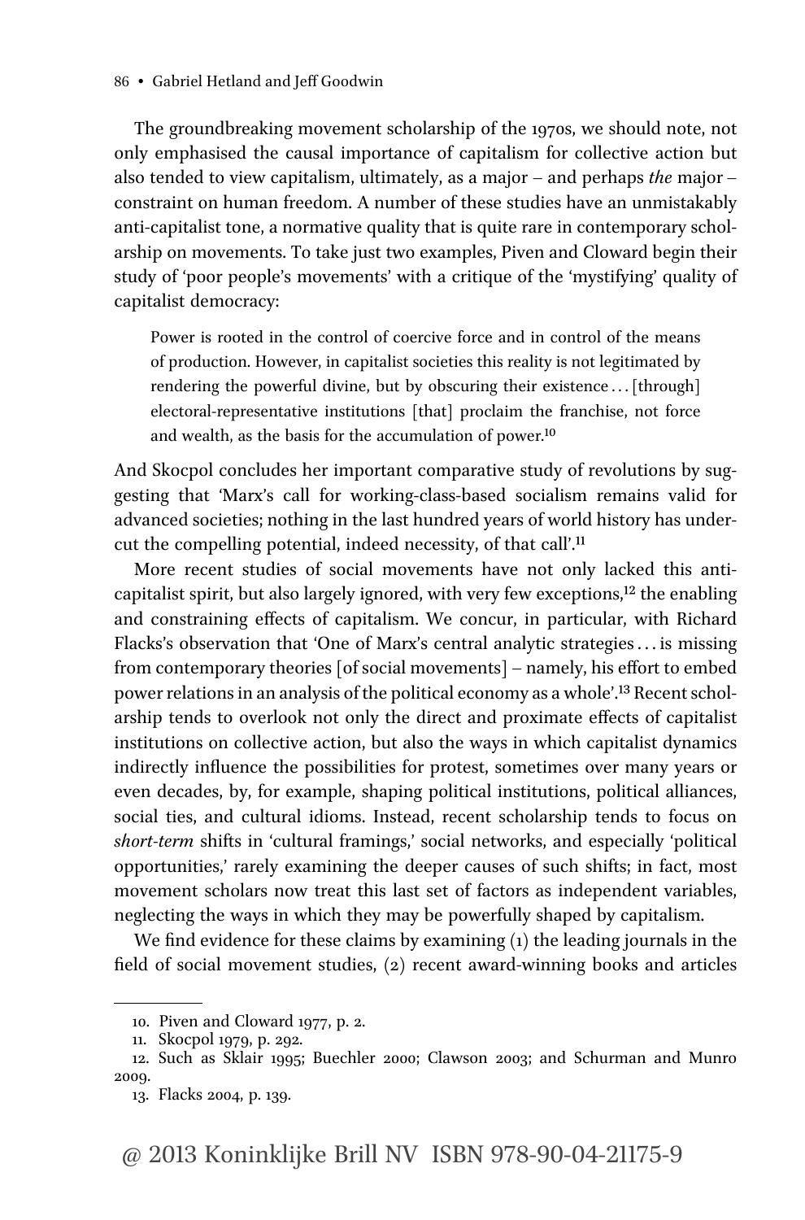The groundbreaking movement scholarship of the 1970s, we should note, not only emphasised the causal importance of capitalism for collective action but also tended to view capitalism, ultimately, as a major – and perhaps *the* major – constraint on human freedom. A number of these studies have an unmistakably anti-capitalist tone, a normative quality that is quite rare in contemporary scholarship on movements. To take just two examples, Piven and Cloward begin their study of 'poor people's movements' with a critique of the 'mystifying' quality of capitalist democracy:

> Power is rooted in the control of coercive force and in control of the means of production. However, in capitalist societies this reality is not legitimated by rendering the powerful divine, but by obscuring their existence . . . [through] electoral-representative institutions [that] proclaim the franchise, not force and wealth, as the basis for the accumulation of power.[10]

And Skocpol concludes her important comparative study of revolutions by suggesting that 'Marx's call for working-class-based socialism remains valid for advanced societies; nothing in the last hundred years of world history has undercut the compelling potential, indeed necessity, of that call'.[11]

More recent studies of social movements have not only lacked this anti-capitalist spirit, but also largely ignored, with very few exceptions,[12] the enabling and constraining effects of capitalism. We concur, in particular, with Richard Flacks's observation that 'One of Marx's central analytic strategies . . . is missing from contemporary theories [of social movements] – namely, his effort to embed power relations in an analysis of the political economy as a whole'.[13] Recent scholarship tends to overlook not only the direct and proximate effects of capitalist institutions on collective action, but also the ways in which capitalist dynamics indirectly influence the possibilities for protest, sometimes over many years or even decades, by, for example, shaping political institutions, political alliances, social ties, and cultural idioms. Instead, recent scholarship tends to focus on *short-term* shifts in 'cultural framings,' social networks, and especially 'political opportunities,' rarely examining the deeper causes of such shifts; in fact, most movement scholars now treat this last set of factors as independent variables, neglecting the ways in which they may be powerfully shaped by capitalism.

We find evidence for these claims by examining (1) the leading journals in the field of social movement studies, (2) recent award-winning books and articles

---

10. Piven and Cloward 1977, p. 2.
11. Skocpol 1979, p. 292.
12. Such as Sklair 1995; Buechler 2000; Clawson 2003; and Schurman and Munro 2009.
13. Flacks 2004, p. 139.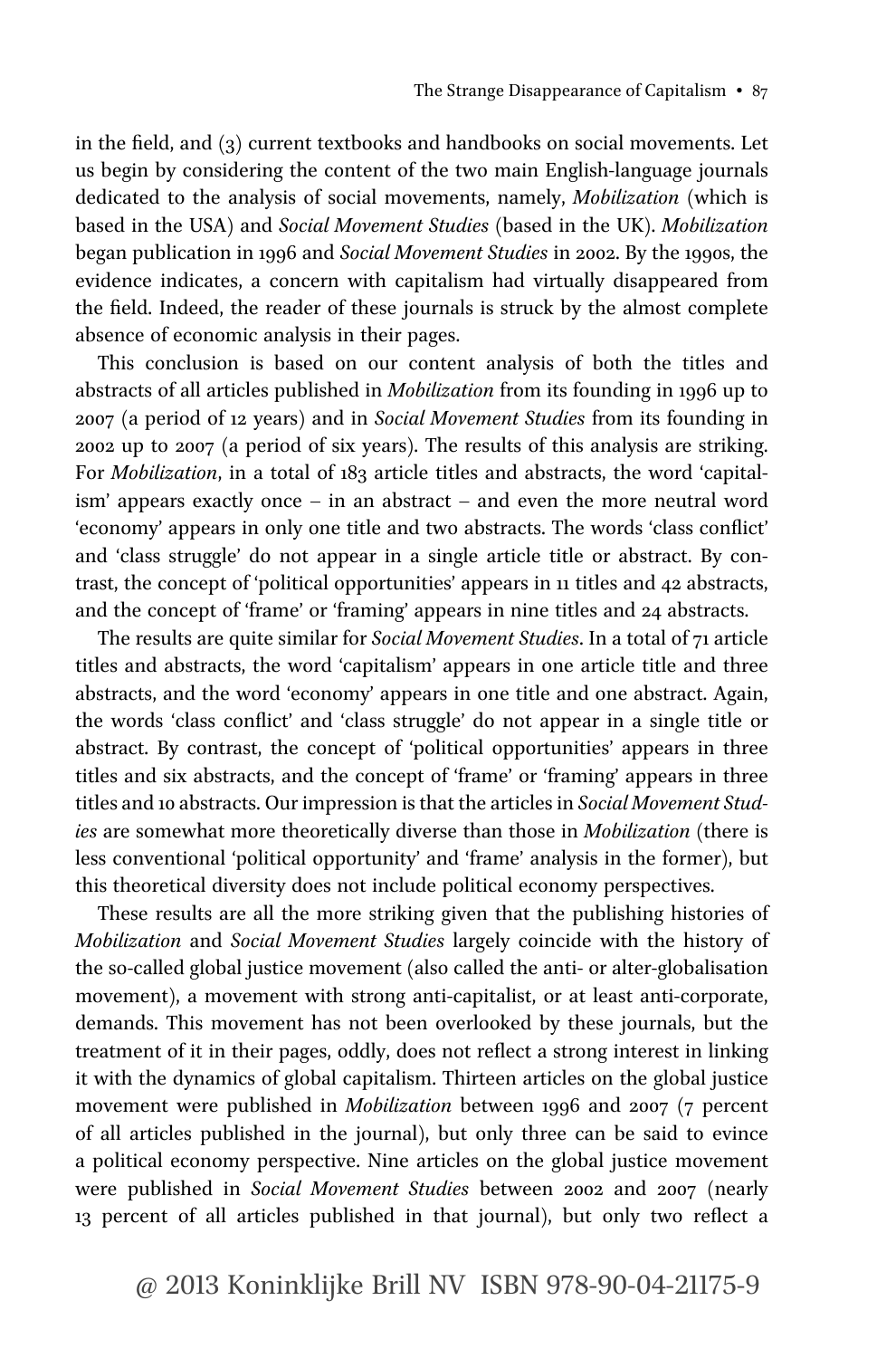in the field, and (3) current textbooks and handbooks on social movements. Let us begin by considering the content of the two main English-language journals dedicated to the analysis of social movements, namely, *Mobilization* (which is based in the USA) and *Social Movement Studies* (based in the UK). *Mobilization* began publication in 1996 and *Social Movement Studies* in 2002. By the 1990s, the evidence indicates, a concern with capitalism had virtually disappeared from the field. Indeed, the reader of these journals is struck by the almost complete absence of economic analysis in their pages.

This conclusion is based on our content analysis of both the titles and abstracts of all articles published in *Mobilization* from its founding in 1996 up to 2007 (a period of 12 years) and in *Social Movement Studies* from its founding in 2002 up to 2007 (a period of six years). The results of this analysis are striking. For *Mobilization*, in a total of 183 article titles and abstracts, the word 'capitalism' appears exactly once – in an abstract – and even the more neutral word 'economy' appears in only one title and two abstracts. The words 'class conflict' and 'class struggle' do not appear in a single article title or abstract. By contrast, the concept of 'political opportunities' appears in 11 titles and 42 abstracts, and the concept of 'frame' or 'framing' appears in nine titles and 24 abstracts.

The results are quite similar for *Social Movement Studies*. In a total of 71 article titles and abstracts, the word 'capitalism' appears in one article title and three abstracts, and the word 'economy' appears in one title and one abstract. Again, the words 'class conflict' and 'class struggle' do not appear in a single title or abstract. By contrast, the concept of 'political opportunities' appears in three titles and six abstracts, and the concept of 'frame' or 'framing' appears in three titles and 10 abstracts. Our impression is that the articles in *Social Movement Studies* are somewhat more theoretically diverse than those in *Mobilization* (there is less conventional 'political opportunity' and 'frame' analysis in the former), but this theoretical diversity does not include political economy perspectives.

These results are all the more striking given that the publishing histories of *Mobilization* and *Social Movement Studies* largely coincide with the history of the so-called global justice movement (also called the anti- or alter-globalisation movement), a movement with strong anti-capitalist, or at least anti-corporate, demands. This movement has not been overlooked by these journals, but the treatment of it in their pages, oddly, does not reflect a strong interest in linking it with the dynamics of global capitalism. Thirteen articles on the global justice movement were published in *Mobilization* between 1996 and 2007 (7 percent of all articles published in the journal), but only three can be said to evince a political economy perspective. Nine articles on the global justice movement were published in *Social Movement Studies* between 2002 and 2007 (nearly 13 percent of all articles published in that journal), but only two reflect a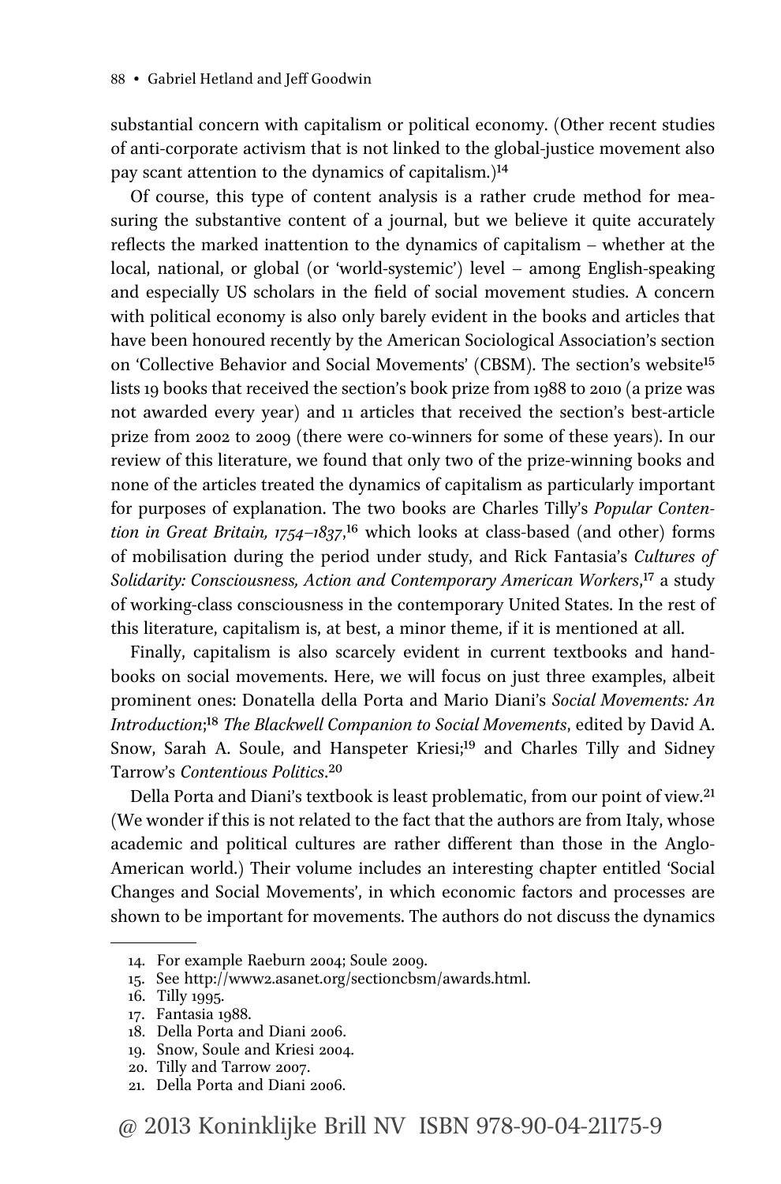substantial concern with capitalism or political economy. (Other recent studies of anti-corporate activism that is not linked to the global-justice movement also pay scant attention to the dynamics of capitalism.)[14]

Of course, this type of content analysis is a rather crude method for measuring the substantive content of a journal, but we believe it quite accurately reflects the marked inattention to the dynamics of capitalism – whether at the local, national, or global (or 'world-systemic') level – among English-speaking and especially US scholars in the field of social movement studies. A concern with political economy is also only barely evident in the books and articles that have been honoured recently by the American Sociological Association's section on 'Collective Behavior and Social Movements' (CBSM). The section's website[15] lists 19 books that received the section's book prize from 1988 to 2010 (a prize was not awarded every year) and 11 articles that received the section's best-article prize from 2002 to 2009 (there were co-winners for some of these years). In our review of this literature, we found that only two of the prize-winning books and none of the articles treated the dynamics of capitalism as particularly important for purposes of explanation. The two books are Charles Tilly's *Popular Contention in Great Britain, 1754–1837*,[16] which looks at class-based (and other) forms of mobilisation during the period under study, and Rick Fantasia's *Cultures of Solidarity: Consciousness, Action and Contemporary American Workers*,[17] a study of working-class consciousness in the contemporary United States. In the rest of this literature, capitalism is, at best, a minor theme, if it is mentioned at all.

Finally, capitalism is also scarcely evident in current textbooks and handbooks on social movements. Here, we will focus on just three examples, albeit prominent ones: Donatella della Porta and Mario Diani's *Social Movements: An Introduction*;[18] *The Blackwell Companion to Social Movements*, edited by David A. Snow, Sarah A. Soule, and Hanspeter Kriesi;[19] and Charles Tilly and Sidney Tarrow's *Contentious Politics*.[20]

Della Porta and Diani's textbook is least problematic, from our point of view.[21] (We wonder if this is not related to the fact that the authors are from Italy, whose academic and political cultures are rather different than those in the Anglo-American world.) Their volume includes an interesting chapter entitled 'Social Changes and Social Movements', in which economic factors and processes are shown to be important for movements. The authors do not discuss the dynamics

14. For example Raeburn 2004; Soule 2009.
15. See http://www2.asanet.org/sectioncbsm/awards.html.
16. Tilly 1995.
17. Fantasia 1988.
18. Della Porta and Diani 2006.
19. Snow, Soule and Kriesi 2004.
20. Tilly and Tarrow 2007.
21. Della Porta and Diani 2006.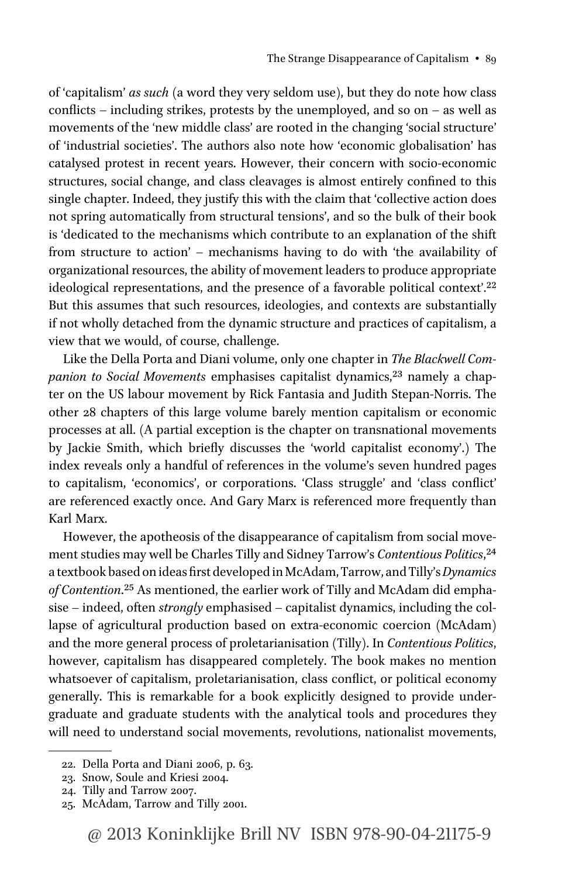of 'capitalism' *as such* (a word they very seldom use), but they do note how class conflicts – including strikes, protests by the unemployed, and so on – as well as movements of the 'new middle class' are rooted in the changing 'social structure' of 'industrial societies'. The authors also note how 'economic globalisation' has catalysed protest in recent years. However, their concern with socio-economic structures, social change, and class cleavages is almost entirely confined to this single chapter. Indeed, they justify this with the claim that 'collective action does not spring automatically from structural tensions', and so the bulk of their book is 'dedicated to the mechanisms which contribute to an explanation of the shift from structure to action' – mechanisms having to do with 'the availability of organizational resources, the ability of movement leaders to produce appropriate ideological representations, and the presence of a favorable political context'.[22] But this assumes that such resources, ideologies, and contexts are substantially if not wholly detached from the dynamic structure and practices of capitalism, a view that we would, of course, challenge.

Like the Della Porta and Diani volume, only one chapter in *The Blackwell Companion to Social Movements* emphasises capitalist dynamics,[23] namely a chapter on the US labour movement by Rick Fantasia and Judith Stepan-Norris. The other 28 chapters of this large volume barely mention capitalism or economic processes at all. (A partial exception is the chapter on transnational movements by Jackie Smith, which briefly discusses the 'world capitalist economy'.) The index reveals only a handful of references in the volume's seven hundred pages to capitalism, 'economics', or corporations. 'Class struggle' and 'class conflict' are referenced exactly once. And Gary Marx is referenced more frequently than Karl Marx.

However, the apotheosis of the disappearance of capitalism from social movement studies may well be Charles Tilly and Sidney Tarrow's *Contentious Politics*,[24] a textbook based on ideas first developed in McAdam, Tarrow, and Tilly's *Dynamics of Contention*.[25] As mentioned, the earlier work of Tilly and McAdam did emphasise – indeed, often *strongly* emphasised – capitalist dynamics, including the collapse of agricultural production based on extra-economic coercion (McAdam) and the more general process of proletarianisation (Tilly). In *Contentious Politics*, however, capitalism has disappeared completely. The book makes no mention whatsoever of capitalism, proletarianisation, class conflict, or political economy generally. This is remarkable for a book explicitly designed to provide undergraduate and graduate students with the analytical tools and procedures they will need to understand social movements, revolutions, nationalist movements,

22. Della Porta and Diani 2006, p. 63.
23. Snow, Soule and Kriesi 2004.
24. Tilly and Tarrow 2007.
25. McAdam, Tarrow and Tilly 2001.

@ 2013 Koninklijke Brill NV ISBN 978-90-04-21175-9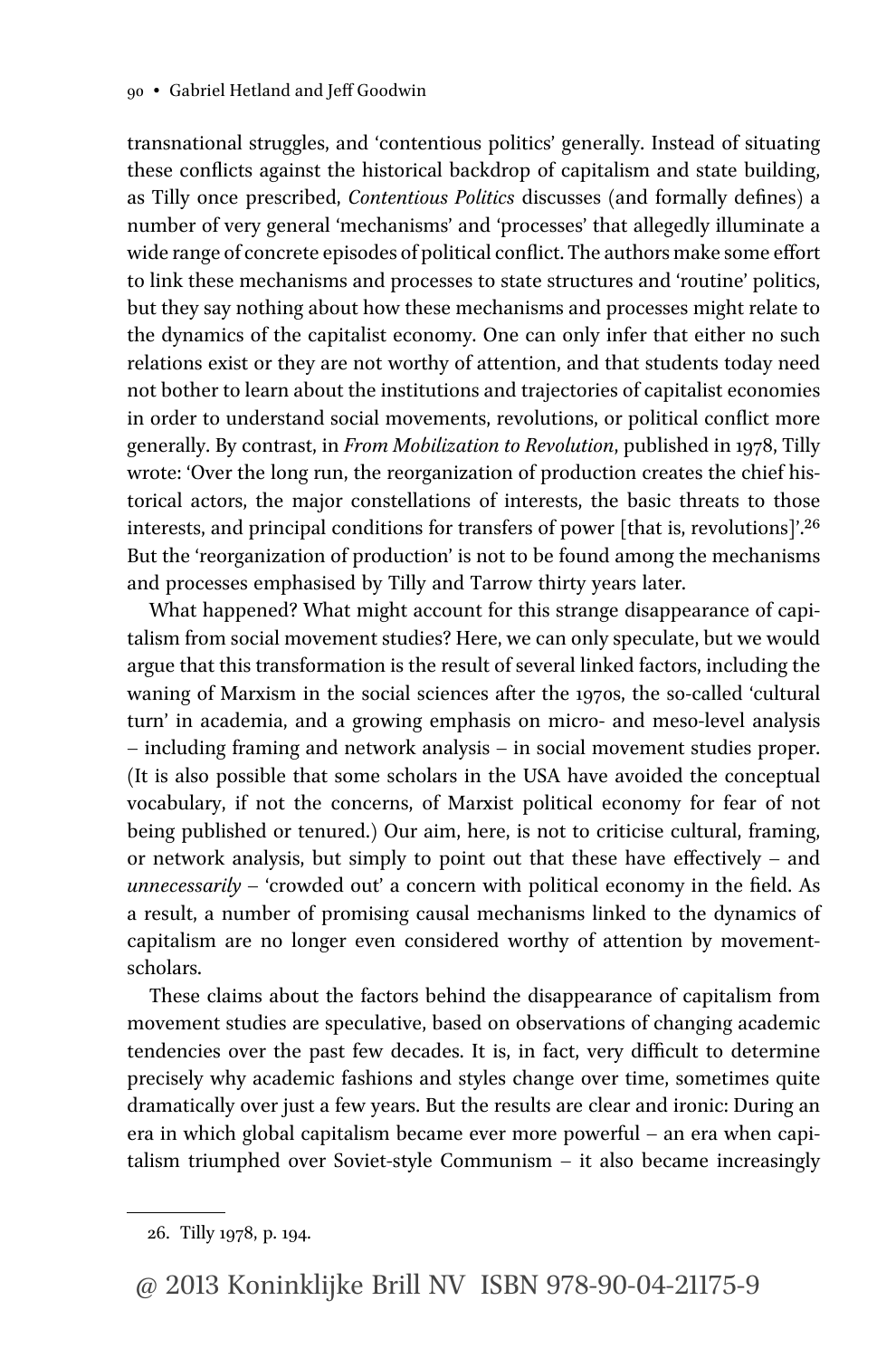transnational struggles, and 'contentious politics' generally. Instead of situating these conflicts against the historical backdrop of capitalism and state building, as Tilly once prescribed, *Contentious Politics* discusses (and formally defines) a number of very general 'mechanisms' and 'processes' that allegedly illuminate a wide range of concrete episodes of political conflict. The authors make some effort to link these mechanisms and processes to state structures and 'routine' politics, but they say nothing about how these mechanisms and processes might relate to the dynamics of the capitalist economy. One can only infer that either no such relations exist or they are not worthy of attention, and that students today need not bother to learn about the institutions and trajectories of capitalist economies in order to understand social movements, revolutions, or political conflict more generally. By contrast, in *From Mobilization to Revolution*, published in 1978, Tilly wrote: 'Over the long run, the reorganization of production creates the chief historical actors, the major constellations of interests, the basic threats to those interests, and principal conditions for transfers of power [that is, revolutions]'.[26] But the 'reorganization of production' is not to be found among the mechanisms and processes emphasised by Tilly and Tarrow thirty years later.

What happened? What might account for this strange disappearance of capitalism from social movement studies? Here, we can only speculate, but we would argue that this transformation is the result of several linked factors, including the waning of Marxism in the social sciences after the 1970s, the so-called 'cultural turn' in academia, and a growing emphasis on micro- and meso-level analysis – including framing and network analysis – in social movement studies proper. (It is also possible that some scholars in the USA have avoided the conceptual vocabulary, if not the concerns, of Marxist political economy for fear of not being published or tenured.) Our aim, here, is not to criticise cultural, framing, or network analysis, but simply to point out that these have effectively – and *unnecessarily* – 'crowded out' a concern with political economy in the field. As a result, a number of promising causal mechanisms linked to the dynamics of capitalism are no longer even considered worthy of attention by movement-scholars.

These claims about the factors behind the disappearance of capitalism from movement studies are speculative, based on observations of changing academic tendencies over the past few decades. It is, in fact, very difficult to determine precisely why academic fashions and styles change over time, sometimes quite dramatically over just a few years. But the results are clear and ironic: During an era in which global capitalism became ever more powerful – an era when capitalism triumphed over Soviet-style Communism – it also became increasingly

26. Tilly 1978, p. 194.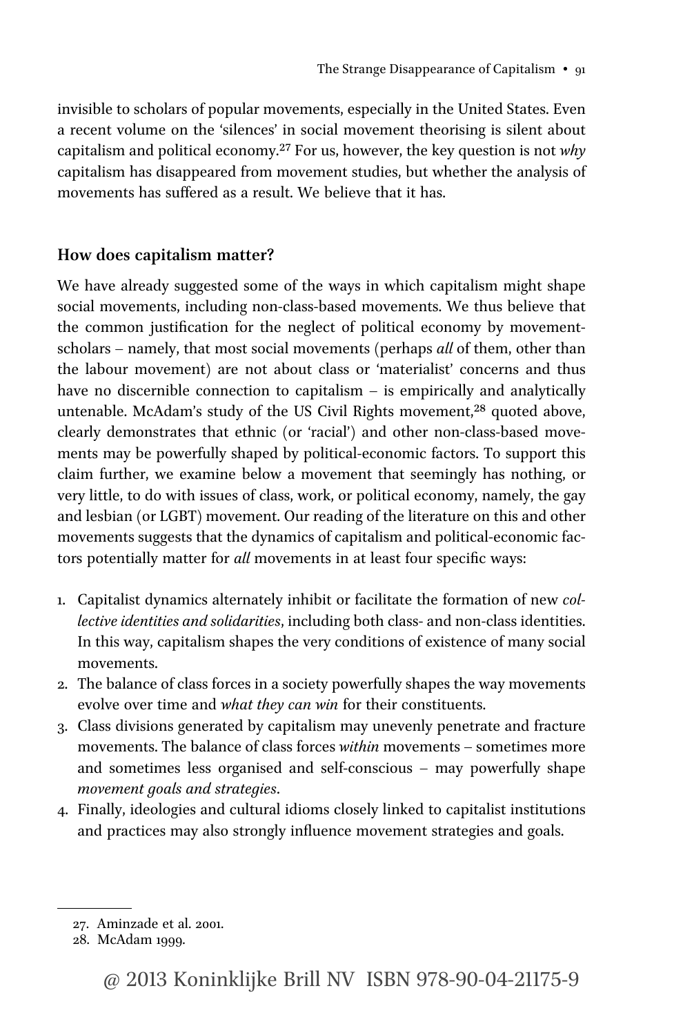invisible to scholars of popular movements, especially in the United States. Even a recent volume on the 'silences' in social movement theorising is silent about capitalism and political economy.[27] For us, however, the key question is not *why* capitalism has disappeared from movement studies, but whether the analysis of movements has suffered as a result. We believe that it has.

## How does capitalism matter?

We have already suggested some of the ways in which capitalism might shape social movements, including non-class-based movements. We thus believe that the common justification for the neglect of political economy by movement-scholars – namely, that most social movements (perhaps *all* of them, other than the labour movement) are not about class or 'materialist' concerns and thus have no discernible connection to capitalism – is empirically and analytically untenable. McAdam's study of the US Civil Rights movement,[28] quoted above, clearly demonstrates that ethnic (or 'racial') and other non-class-based movements may be powerfully shaped by political-economic factors. To support this claim further, we examine below a movement that seemingly has nothing, or very little, to do with issues of class, work, or political economy, namely, the gay and lesbian (or LGBT) movement. Our reading of the literature on this and other movements suggests that the dynamics of capitalism and political-economic factors potentially matter for *all* movements in at least four specific ways:

1. Capitalist dynamics alternately inhibit or facilitate the formation of new *collective identities and solidarities*, including both class- and non-class identities. In this way, capitalism shapes the very conditions of existence of many social movements.
2. The balance of class forces in a society powerfully shapes the way movements evolve over time and *what they can win* for their constituents.
3. Class divisions generated by capitalism may unevenly penetrate and fracture movements. The balance of class forces *within* movements – sometimes more and sometimes less organised and self-conscious – may powerfully shape *movement goals and strategies*.
4. Finally, ideologies and cultural idioms closely linked to capitalist institutions and practices may also strongly influence movement strategies and goals.

27. Aminzade et al. 2001.
28. McAdam 1999.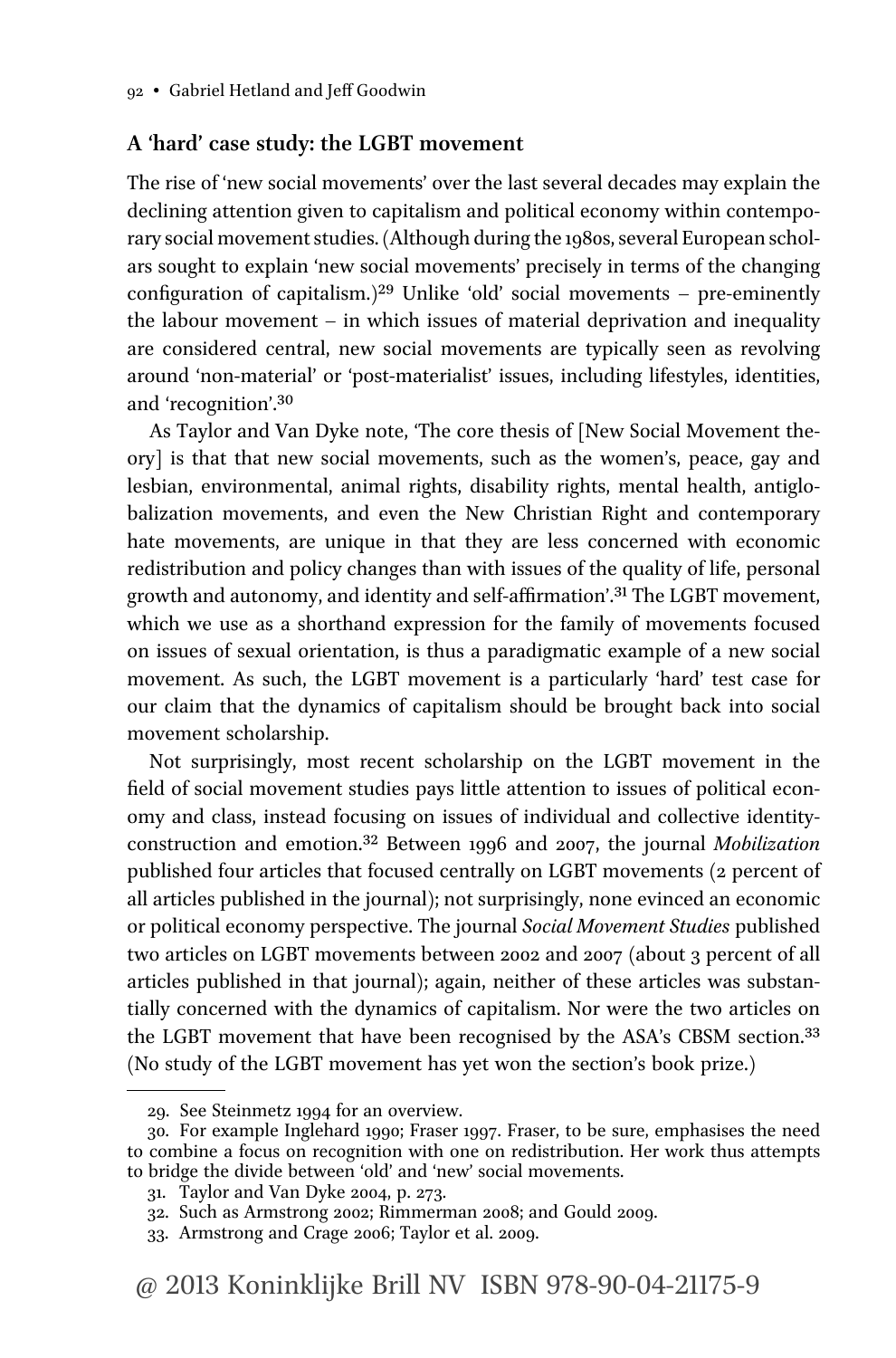### A 'hard' case study: the LGBT movement

The rise of 'new social movements' over the last several decades may explain the declining attention given to capitalism and political economy within contemporary social movement studies. (Although during the 1980s, several European scholars sought to explain 'new social movements' precisely in terms of the changing configuration of capitalism.)[29] Unlike 'old' social movements – pre-eminently the labour movement – in which issues of material deprivation and inequality are considered central, new social movements are typically seen as revolving around 'non-material' or 'post-materialist' issues, including lifestyles, identities, and 'recognition'.[30]

As Taylor and Van Dyke note, 'The core thesis of [New Social Movement theory] is that that new social movements, such as the women's, peace, gay and lesbian, environmental, animal rights, disability rights, mental health, antiglobalization movements, and even the New Christian Right and contemporary hate movements, are unique in that they are less concerned with economic redistribution and policy changes than with issues of the quality of life, personal growth and autonomy, and identity and self-affirmation'.[31] The LGBT movement, which we use as a shorthand expression for the family of movements focused on issues of sexual orientation, is thus a paradigmatic example of a new social movement. As such, the LGBT movement is a particularly 'hard' test case for our claim that the dynamics of capitalism should be brought back into social movement scholarship.

Not surprisingly, most recent scholarship on the LGBT movement in the field of social movement studies pays little attention to issues of political economy and class, instead focusing on issues of individual and collective identity-construction and emotion.[32] Between 1996 and 2007, the journal *Mobilization* published four articles that focused centrally on LGBT movements (2 percent of all articles published in the journal); not surprisingly, none evinced an economic or political economy perspective. The journal *Social Movement Studies* published two articles on LGBT movements between 2002 and 2007 (about 3 percent of all articles published in that journal); again, neither of these articles was substantially concerned with the dynamics of capitalism. Nor were the two articles on the LGBT movement that have been recognised by the ASA's CBSM section.[33] (No study of the LGBT movement has yet won the section's book prize.)

29. See Steinmetz 1994 for an overview.

30. For example Inglehard 1990; Fraser 1997. Fraser, to be sure, emphasises the need to combine a focus on recognition with one on redistribution. Her work thus attempts to bridge the divide between 'old' and 'new' social movements.

31. Taylor and Van Dyke 2004, p. 273.

32. Such as Armstrong 2002; Rimmerman 2008; and Gould 2009.

33. Armstrong and Crage 2006; Taylor et al. 2009.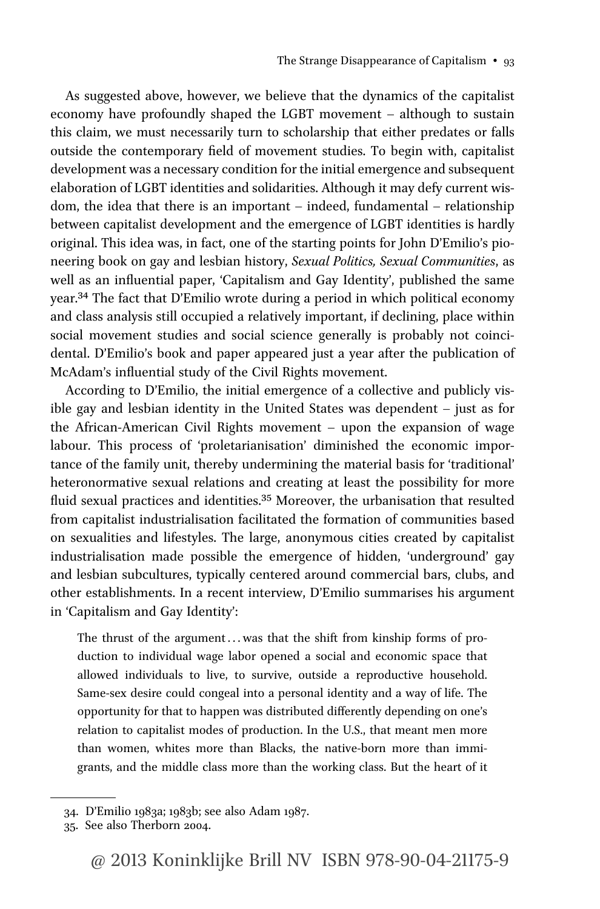As suggested above, however, we believe that the dynamics of the capitalist economy have profoundly shaped the LGBT movement – although to sustain this claim, we must necessarily turn to scholarship that either predates or falls outside the contemporary field of movement studies. To begin with, capitalist development was a necessary condition for the initial emergence and subsequent elaboration of LGBT identities and solidarities. Although it may defy current wisdom, the idea that there is an important – indeed, fundamental – relationship between capitalist development and the emergence of LGBT identities is hardly original. This idea was, in fact, one of the starting points for John D'Emilio's pioneering book on gay and lesbian history, *Sexual Politics, Sexual Communities*, as well as an influential paper, 'Capitalism and Gay Identity', published the same year.[34] The fact that D'Emilio wrote during a period in which political economy and class analysis still occupied a relatively important, if declining, place within social movement studies and social science generally is probably not coincidental. D'Emilio's book and paper appeared just a year after the publication of McAdam's influential study of the Civil Rights movement.

According to D'Emilio, the initial emergence of a collective and publicly visible gay and lesbian identity in the United States was dependent – just as for the African-American Civil Rights movement – upon the expansion of wage labour. This process of 'proletarianisation' diminished the economic importance of the family unit, thereby undermining the material basis for 'traditional' heteronormative sexual relations and creating at least the possibility for more fluid sexual practices and identities.[35] Moreover, the urbanisation that resulted from capitalist industrialisation facilitated the formation of communities based on sexualities and lifestyles. The large, anonymous cities created by capitalist industrialisation made possible the emergence of hidden, 'underground' gay and lesbian subcultures, typically centered around commercial bars, clubs, and other establishments. In a recent interview, D'Emilio summarises his argument in 'Capitalism and Gay Identity':

> The thrust of the argument . . . was that the shift from kinship forms of production to individual wage labor opened a social and economic space that allowed individuals to live, to survive, outside a reproductive household. Same-sex desire could congeal into a personal identity and a way of life. The opportunity for that to happen was distributed differently depending on one's relation to capitalist modes of production. In the U.S., that meant men more than women, whites more than Blacks, the native-born more than immigrants, and the middle class more than the working class. But the heart of it

---

34. D'Emilio 1983a; 1983b; see also Adam 1987.

35. See also Therborn 2004.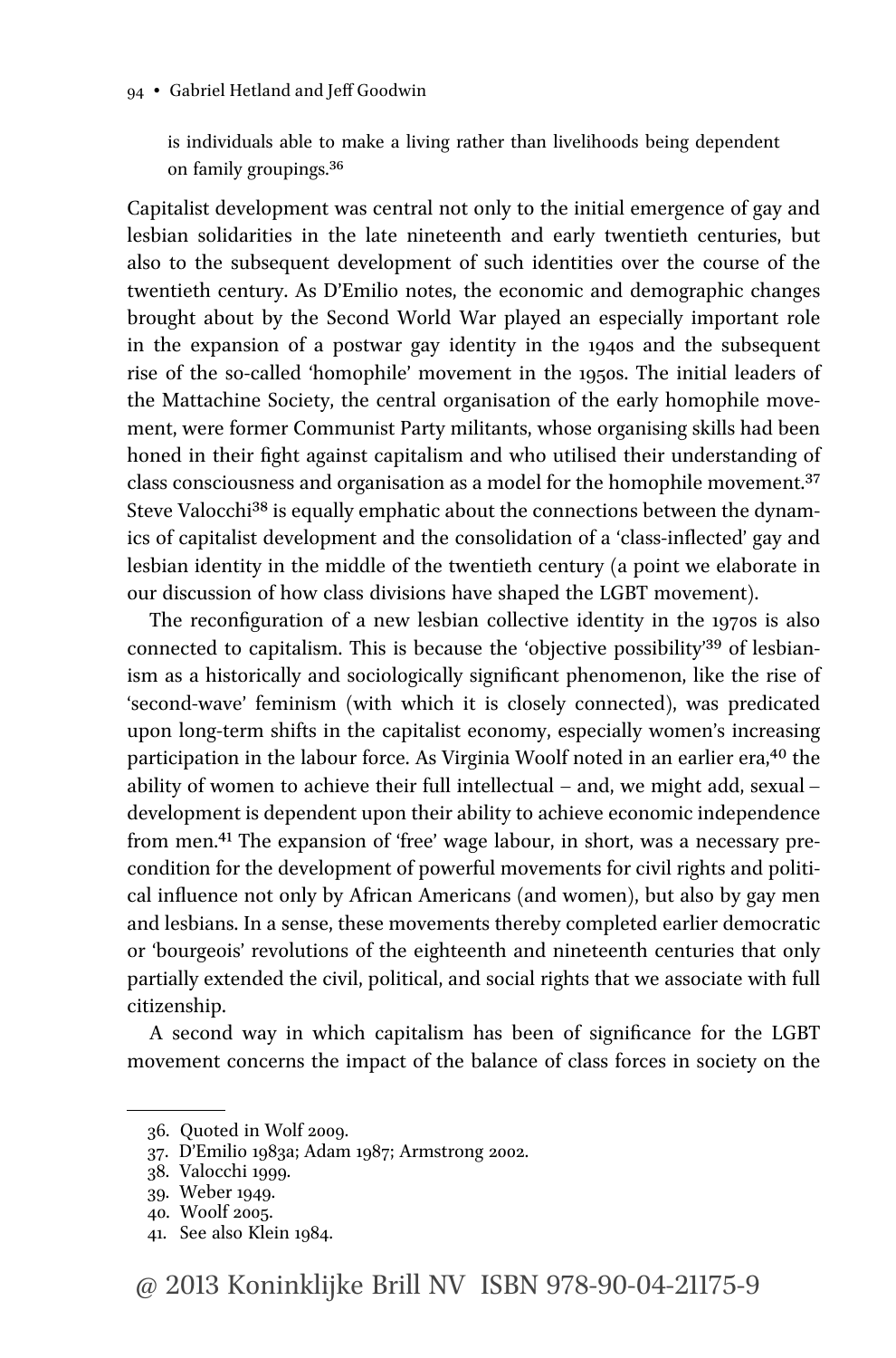is individuals able to make a living rather than livelihoods being dependent on family groupings.[36]

Capitalist development was central not only to the initial emergence of gay and lesbian solidarities in the late nineteenth and early twentieth centuries, but also to the subsequent development of such identities over the course of the twentieth century. As D'Emilio notes, the economic and demographic changes brought about by the Second World War played an especially important role in the expansion of a postwar gay identity in the 1940s and the subsequent rise of the so-called 'homophile' movement in the 1950s. The initial leaders of the Mattachine Society, the central organisation of the early homophile movement, were former Communist Party militants, whose organising skills had been honed in their fight against capitalism and who utilised their understanding of class consciousness and organisation as a model for the homophile movement.[37] Steve Valocchi[38] is equally emphatic about the connections between the dynamics of capitalist development and the consolidation of a 'class-inflected' gay and lesbian identity in the middle of the twentieth century (a point we elaborate in our discussion of how class divisions have shaped the LGBT movement).

The reconfiguration of a new lesbian collective identity in the 1970s is also connected to capitalism. This is because the 'objective possibility'[39] of lesbianism as a historically and sociologically significant phenomenon, like the rise of 'second-wave' feminism (with which it is closely connected), was predicated upon long-term shifts in the capitalist economy, especially women's increasing participation in the labour force. As Virginia Woolf noted in an earlier era,[40] the ability of women to achieve their full intellectual – and, we might add, sexual – development is dependent upon their ability to achieve economic independence from men.[41] The expansion of 'free' wage labour, in short, was a necessary precondition for the development of powerful movements for civil rights and political influence not only by African Americans (and women), but also by gay men and lesbians. In a sense, these movements thereby completed earlier democratic or 'bourgeois' revolutions of the eighteenth and nineteenth centuries that only partially extended the civil, political, and social rights that we associate with full citizenship.

A second way in which capitalism has been of significance for the LGBT movement concerns the impact of the balance of class forces in society on the

---

36. Quoted in Wolf 2009.
37. D'Emilio 1983a; Adam 1987; Armstrong 2002.
38. Valocchi 1999.
39. Weber 1949.
40. Woolf 2005.
41. See also Klein 1984.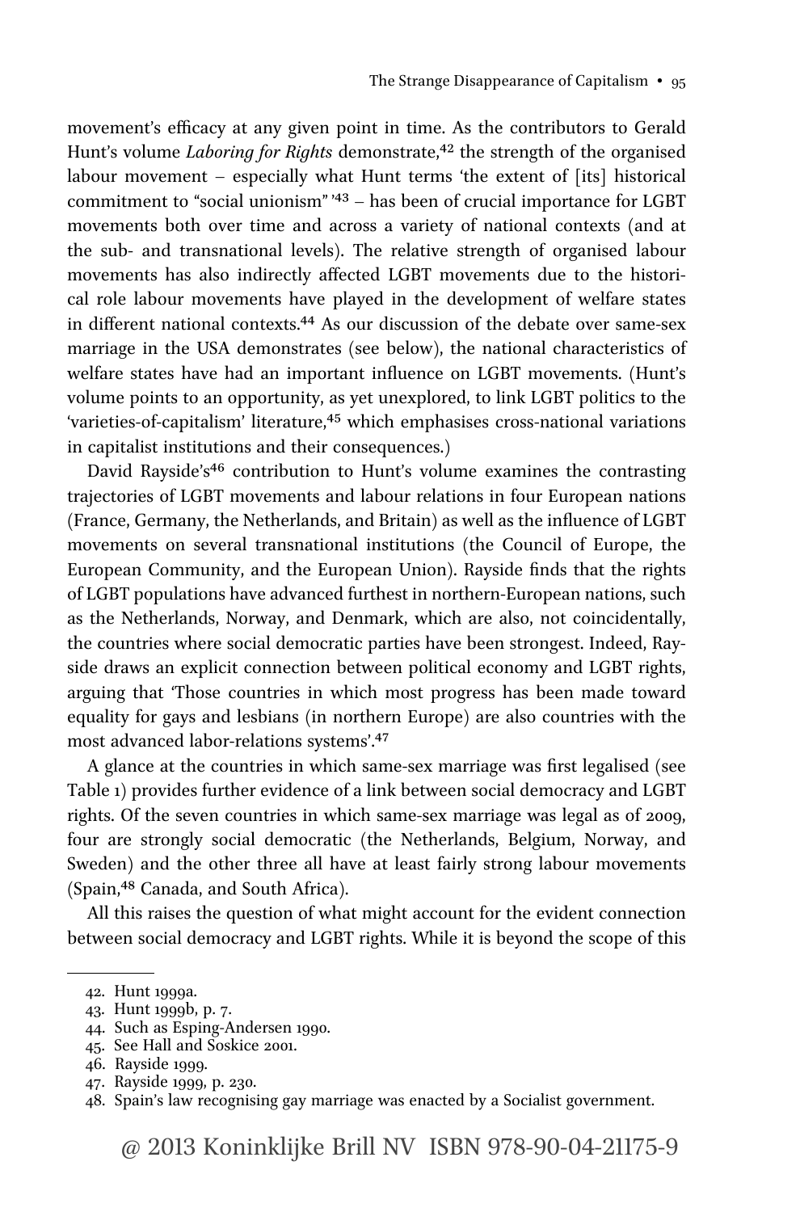movement's efficacy at any given point in time. As the contributors to Gerald Hunt's volume *Laboring for Rights* demonstrate,[42] the strength of the organised labour movement – especially what Hunt terms 'the extent of [its] historical commitment to "social unionism"'[43] – has been of crucial importance for LGBT movements both over time and across a variety of national contexts (and at the sub- and transnational levels). The relative strength of organised labour movements has also indirectly affected LGBT movements due to the historical role labour movements have played in the development of welfare states in different national contexts.[44] As our discussion of the debate over same-sex marriage in the USA demonstrates (see below), the national characteristics of welfare states have had an important influence on LGBT movements. (Hunt's volume points to an opportunity, as yet unexplored, to link LGBT politics to the 'varieties-of-capitalism' literature,[45] which emphasises cross-national variations in capitalist institutions and their consequences.)

David Rayside's[46] contribution to Hunt's volume examines the contrasting trajectories of LGBT movements and labour relations in four European nations (France, Germany, the Netherlands, and Britain) as well as the influence of LGBT movements on several transnational institutions (the Council of Europe, the European Community, and the European Union). Rayside finds that the rights of LGBT populations have advanced furthest in northern-European nations, such as the Netherlands, Norway, and Denmark, which are also, not coincidentally, the countries where social democratic parties have been strongest. Indeed, Rayside draws an explicit connection between political economy and LGBT rights, arguing that 'Those countries in which most progress has been made toward equality for gays and lesbians (in northern Europe) are also countries with the most advanced labor-relations systems'.[47]

A glance at the countries in which same-sex marriage was first legalised (see Table 1) provides further evidence of a link between social democracy and LGBT rights. Of the seven countries in which same-sex marriage was legal as of 2009, four are strongly social democratic (the Netherlands, Belgium, Norway, and Sweden) and the other three all have at least fairly strong labour movements (Spain,[48] Canada, and South Africa).

All this raises the question of what might account for the evident connection between social democracy and LGBT rights. While it is beyond the scope of this

42. Hunt 1999a.
43. Hunt 1999b, p. 7.
44. Such as Esping-Andersen 1990.
45. See Hall and Soskice 2001.
46. Rayside 1999.
47. Rayside 1999, p. 230.
48. Spain's law recognising gay marriage was enacted by a Socialist government.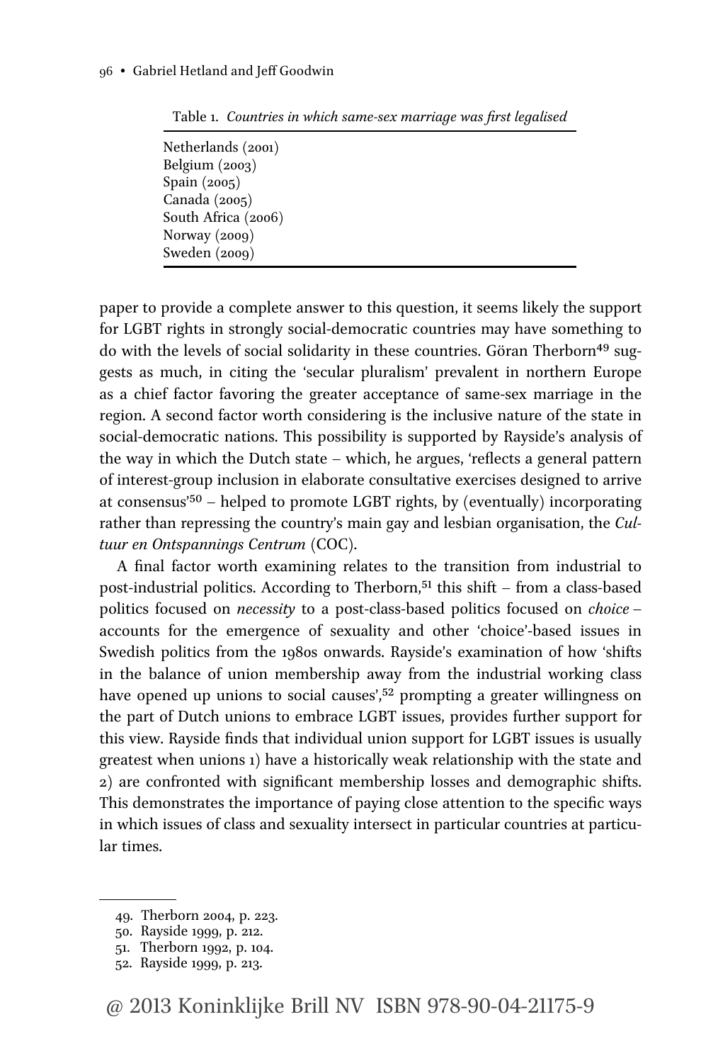Table 1. *Countries in which same-sex marriage was first legalised*

| |
|---|
| Netherlands (2001) |
| Belgium (2003) |
| Spain (2005) |
| Canada (2005) |
| South Africa (2006) |
| Norway (2009) |
| Sweden (2009) |

paper to provide a complete answer to this question, it seems likely the support for LGBT rights in strongly social-democratic countries may have something to do with the levels of social solidarity in these countries. Göran Therborn[49] suggests as much, in citing the 'secular pluralism' prevalent in northern Europe as a chief factor favoring the greater acceptance of same-sex marriage in the region. A second factor worth considering is the inclusive nature of the state in social-democratic nations. This possibility is supported by Rayside's analysis of the way in which the Dutch state – which, he argues, 'reflects a general pattern of interest-group inclusion in elaborate consultative exercises designed to arrive at consensus'[50] – helped to promote LGBT rights, by (eventually) incorporating rather than repressing the country's main gay and lesbian organisation, the *Cultuur en Ontspannings Centrum* (COC).

A final factor worth examining relates to the transition from industrial to post-industrial politics. According to Therborn,[51] this shift – from a class-based politics focused on *necessity* to a post-class-based politics focused on *choice* – accounts for the emergence of sexuality and other 'choice'-based issues in Swedish politics from the 1980s onwards. Rayside's examination of how 'shifts in the balance of union membership away from the industrial working class have opened up unions to social causes',[52] prompting a greater willingness on the part of Dutch unions to embrace LGBT issues, provides further support for this view. Rayside finds that individual union support for LGBT issues is usually greatest when unions 1) have a historically weak relationship with the state and 2) are confronted with significant membership losses and demographic shifts. This demonstrates the importance of paying close attention to the specific ways in which issues of class and sexuality intersect in particular countries at particular times.

49. Therborn 2004, p. 223.
50. Rayside 1999, p. 212.
51. Therborn 1992, p. 104.
52. Rayside 1999, p. 213.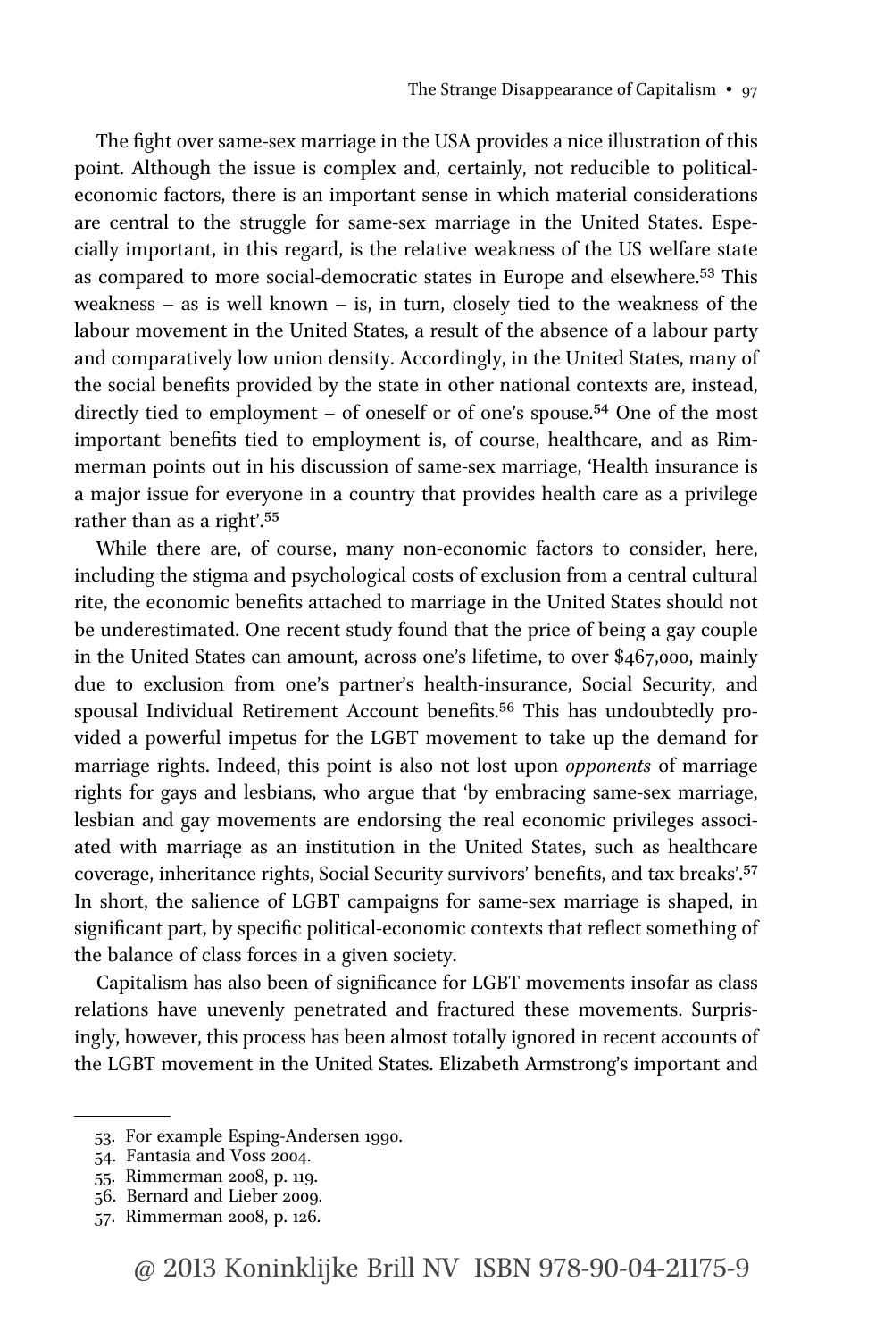The fight over same-sex marriage in the USA provides a nice illustration of this point. Although the issue is complex and, certainly, not reducible to political-economic factors, there is an important sense in which material considerations are central to the struggle for same-sex marriage in the United States. Especially important, in this regard, is the relative weakness of the US welfare state as compared to more social-democratic states in Europe and elsewhere.[53] This weakness – as is well known – is, in turn, closely tied to the weakness of the labour movement in the United States, a result of the absence of a labour party and comparatively low union density. Accordingly, in the United States, many of the social benefits provided by the state in other national contexts are, instead, directly tied to employment – of oneself or of one's spouse.[54] One of the most important benefits tied to employment is, of course, healthcare, and as Rimmerman points out in his discussion of same-sex marriage, 'Health insurance is a major issue for everyone in a country that provides health care as a privilege rather than as a right'.[55]

While there are, of course, many non-economic factors to consider, here, including the stigma and psychological costs of exclusion from a central cultural rite, the economic benefits attached to marriage in the United States should not be underestimated. One recent study found that the price of being a gay couple in the United States can amount, across one's lifetime, to over $467,000, mainly due to exclusion from one's partner's health-insurance, Social Security, and spousal Individual Retirement Account benefits.[56] This has undoubtedly provided a powerful impetus for the LGBT movement to take up the demand for marriage rights. Indeed, this point is also not lost upon *opponents* of marriage rights for gays and lesbians, who argue that 'by embracing same-sex marriage, lesbian and gay movements are endorsing the real economic privileges associated with marriage as an institution in the United States, such as healthcare coverage, inheritance rights, Social Security survivors' benefits, and tax breaks'.[57] In short, the salience of LGBT campaigns for same-sex marriage is shaped, in significant part, by specific political-economic contexts that reflect something of the balance of class forces in a given society.

Capitalism has also been of significance for LGBT movements insofar as class relations have unevenly penetrated and fractured these movements. Surprisingly, however, this process has been almost totally ignored in recent accounts of the LGBT movement in the United States. Elizabeth Armstrong's important and

53. For example Esping-Andersen 1990.
54. Fantasia and Voss 2004.
55. Rimmerman 2008, p. 119.
56. Bernard and Lieber 2009.
57. Rimmerman 2008, p. 126.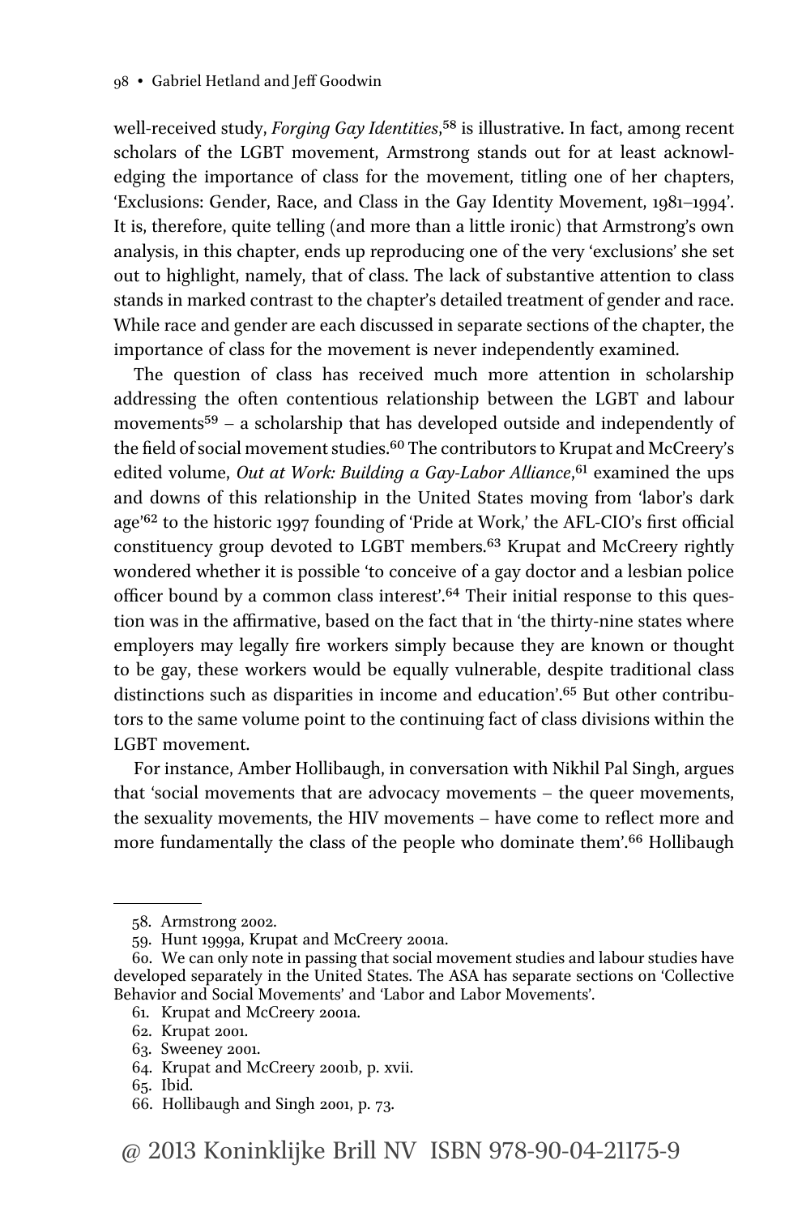well-received study, *Forging Gay Identities*,[58] is illustrative. In fact, among recent scholars of the LGBT movement, Armstrong stands out for at least acknowledging the importance of class for the movement, titling one of her chapters, 'Exclusions: Gender, Race, and Class in the Gay Identity Movement, 1981–1994'. It is, therefore, quite telling (and more than a little ironic) that Armstrong's own analysis, in this chapter, ends up reproducing one of the very 'exclusions' she set out to highlight, namely, that of class. The lack of substantive attention to class stands in marked contrast to the chapter's detailed treatment of gender and race. While race and gender are each discussed in separate sections of the chapter, the importance of class for the movement is never independently examined.

The question of class has received much more attention in scholarship addressing the often contentious relationship between the LGBT and labour movements[59] – a scholarship that has developed outside and independently of the field of social movement studies.[60] The contributors to Krupat and McCreery's edited volume, *Out at Work: Building a Gay-Labor Alliance*,[61] examined the ups and downs of this relationship in the United States moving from 'labor's dark age'[62] to the historic 1997 founding of 'Pride at Work,' the AFL-CIO's first official constituency group devoted to LGBT members.[63] Krupat and McCreery rightly wondered whether it is possible 'to conceive of a gay doctor and a lesbian police officer bound by a common class interest'.[64] Their initial response to this question was in the affirmative, based on the fact that in 'the thirty-nine states where employers may legally fire workers simply because they are known or thought to be gay, these workers would be equally vulnerable, despite traditional class distinctions such as disparities in income and education'.[65] But other contributors to the same volume point to the continuing fact of class divisions within the LGBT movement.

For instance, Amber Hollibaugh, in conversation with Nikhil Pal Singh, argues that 'social movements that are advocacy movements – the queer movements, the sexuality movements, the HIV movements – have come to reflect more and more fundamentally the class of the people who dominate them'.[66] Hollibaugh

---

58. Armstrong 2002.
59. Hunt 1999a, Krupat and McCreery 2001a.
60. We can only note in passing that social movement studies and labour studies have developed separately in the United States. The ASA has separate sections on 'Collective Behavior and Social Movements' and 'Labor and Labor Movements'.
61. Krupat and McCreery 2001a.
62. Krupat 2001.
63. Sweeney 2001.
64. Krupat and McCreery 2001b, p. xvii.
65. Ibid.
66. Hollibaugh and Singh 2001, p. 73.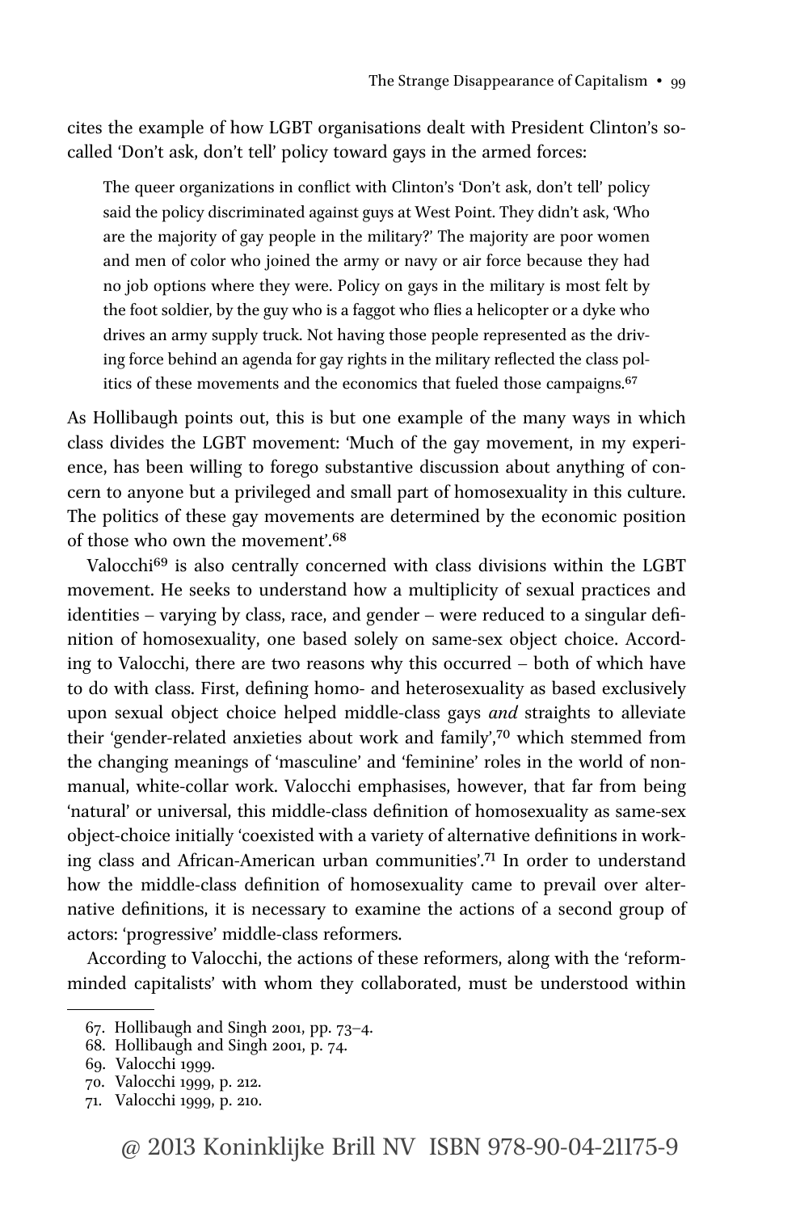cites the example of how LGBT organisations dealt with President Clinton's so-called 'Don't ask, don't tell' policy toward gays in the armed forces:

> The queer organizations in conflict with Clinton's 'Don't ask, don't tell' policy said the policy discriminated against guys at West Point. They didn't ask, 'Who are the majority of gay people in the military?' The majority are poor women and men of color who joined the army or navy or air force because they had no job options where they were. Policy on gays in the military is most felt by the foot soldier, by the guy who is a faggot who flies a helicopter or a dyke who drives an army supply truck. Not having those people represented as the driving force behind an agenda for gay rights in the military reflected the class politics of these movements and the economics that fueled those campaigns.[67]

As Hollibaugh points out, this is but one example of the many ways in which class divides the LGBT movement: 'Much of the gay movement, in my experience, has been willing to forego substantive discussion about anything of concern to anyone but a privileged and small part of homosexuality in this culture. The politics of these gay movements are determined by the economic position of those who own the movement'.[68]

Valocchi[69] is also centrally concerned with class divisions within the LGBT movement. He seeks to understand how a multiplicity of sexual practices and identities – varying by class, race, and gender – were reduced to a singular definition of homosexuality, one based solely on same-sex object choice. According to Valocchi, there are two reasons why this occurred – both of which have to do with class. First, defining homo- and heterosexuality as based exclusively upon sexual object choice helped middle-class gays *and* straights to alleviate their 'gender-related anxieties about work and family',[70] which stemmed from the changing meanings of 'masculine' and 'feminine' roles in the world of non-manual, white-collar work. Valocchi emphasises, however, that far from being 'natural' or universal, this middle-class definition of homosexuality as same-sex object-choice initially 'coexisted with a variety of alternative definitions in working class and African-American urban communities'.[71] In order to understand how the middle-class definition of homosexuality came to prevail over alternative definitions, it is necessary to examine the actions of a second group of actors: 'progressive' middle-class reformers.

According to Valocchi, the actions of these reformers, along with the 'reform-minded capitalists' with whom they collaborated, must be understood within

67. Hollibaugh and Singh 2001, pp. 73–4.
68. Hollibaugh and Singh 2001, p. 74.
69. Valocchi 1999.
70. Valocchi 1999, p. 212.
71. Valocchi 1999, p. 210.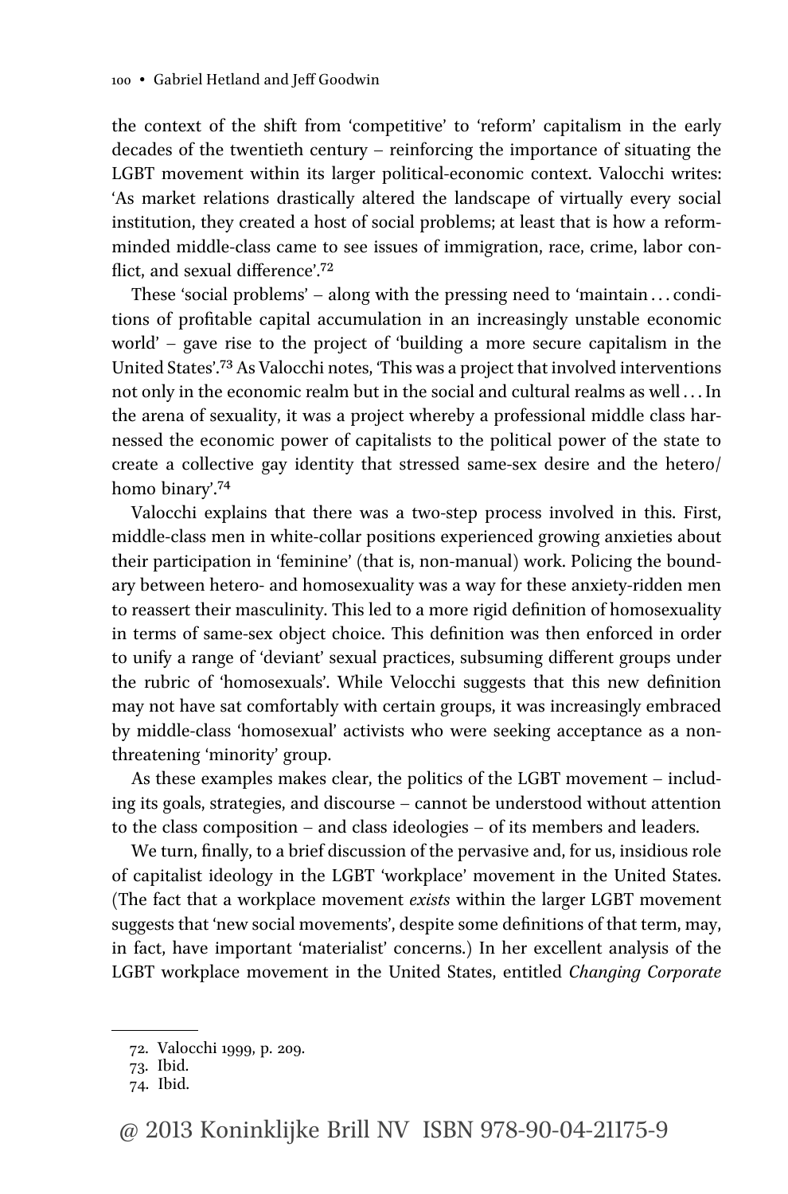the context of the shift from 'competitive' to 'reform' capitalism in the early decades of the twentieth century – reinforcing the importance of situating the LGBT movement within its larger political-economic context. Valocchi writes: 'As market relations drastically altered the landscape of virtually every social institution, they created a host of social problems; at least that is how a reform-minded middle-class came to see issues of immigration, race, crime, labor conflict, and sexual difference'.[72]

These 'social problems' – along with the pressing need to 'maintain . . . conditions of profitable capital accumulation in an increasingly unstable economic world' – gave rise to the project of 'building a more secure capitalism in the United States'.[73] As Valocchi notes, 'This was a project that involved interventions not only in the economic realm but in the social and cultural realms as well . . . In the arena of sexuality, it was a project whereby a professional middle class harnessed the economic power of capitalists to the political power of the state to create a collective gay identity that stressed same-sex desire and the hetero/homo binary'.[74]

Valocchi explains that there was a two-step process involved in this. First, middle-class men in white-collar positions experienced growing anxieties about their participation in 'feminine' (that is, non-manual) work. Policing the boundary between hetero- and homosexuality was a way for these anxiety-ridden men to reassert their masculinity. This led to a more rigid definition of homosexuality in terms of same-sex object choice. This definition was then enforced in order to unify a range of 'deviant' sexual practices, subsuming different groups under the rubric of 'homosexuals'. While Velocchi suggests that this new definition may not have sat comfortably with certain groups, it was increasingly embraced by middle-class 'homosexual' activists who were seeking acceptance as a non-threatening 'minority' group.

As these examples makes clear, the politics of the LGBT movement – including its goals, strategies, and discourse – cannot be understood without attention to the class composition – and class ideologies – of its members and leaders.

We turn, finally, to a brief discussion of the pervasive and, for us, insidious role of capitalist ideology in the LGBT 'workplace' movement in the United States. (The fact that a workplace movement *exists* within the larger LGBT movement suggests that 'new social movements', despite some definitions of that term, may, in fact, have important 'materialist' concerns.) In her excellent analysis of the LGBT workplace movement in the United States, entitled *Changing Corporate*

72. Valocchi 1999, p. 209.

73. Ibid.

74. Ibid.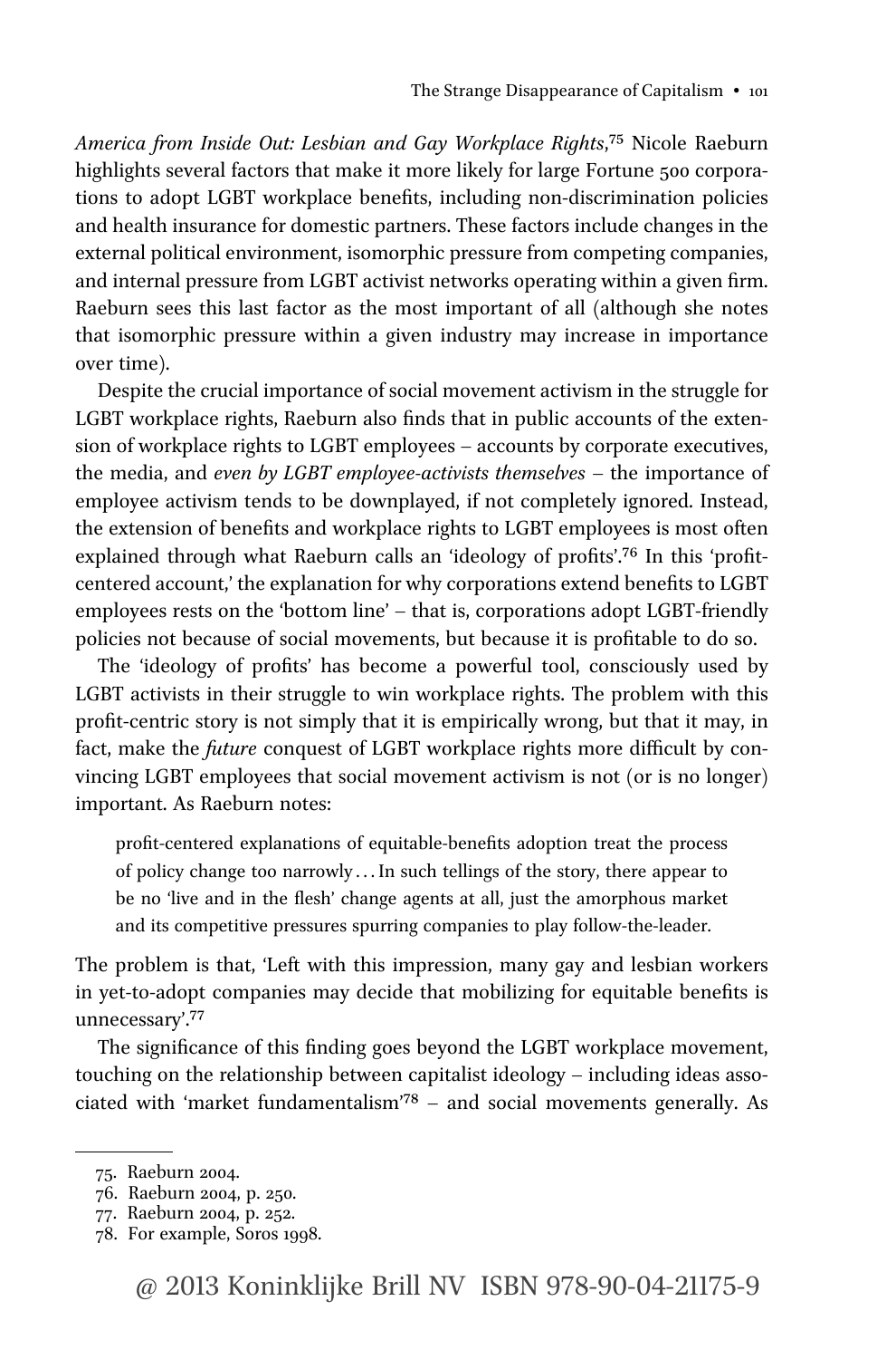*America from Inside Out: Lesbian and Gay Workplace Rights*,[75] Nicole Raeburn highlights several factors that make it more likely for large Fortune 500 corporations to adopt LGBT workplace benefits, including non-discrimination policies and health insurance for domestic partners. These factors include changes in the external political environment, isomorphic pressure from competing companies, and internal pressure from LGBT activist networks operating within a given firm. Raeburn sees this last factor as the most important of all (although she notes that isomorphic pressure within a given industry may increase in importance over time).

Despite the crucial importance of social movement activism in the struggle for LGBT workplace rights, Raeburn also finds that in public accounts of the extension of workplace rights to LGBT employees – accounts by corporate executives, the media, and *even by LGBT employee-activists themselves* – the importance of employee activism tends to be downplayed, if not completely ignored. Instead, the extension of benefits and workplace rights to LGBT employees is most often explained through what Raeburn calls an 'ideology of profits'.[76] In this 'profit-centered account,' the explanation for why corporations extend benefits to LGBT employees rests on the 'bottom line' – that is, corporations adopt LGBT-friendly policies not because of social movements, but because it is profitable to do so.

The 'ideology of profits' has become a powerful tool, consciously used by LGBT activists in their struggle to win workplace rights. The problem with this profit-centric story is not simply that it is empirically wrong, but that it may, in fact, make the *future* conquest of LGBT workplace rights more difficult by convincing LGBT employees that social movement activism is not (or is no longer) important. As Raeburn notes:

> profit-centered explanations of equitable-benefits adoption treat the process of policy change too narrowly ... In such tellings of the story, there appear to be no 'live and in the flesh' change agents at all, just the amorphous market and its competitive pressures spurring companies to play follow-the-leader.

The problem is that, 'Left with this impression, many gay and lesbian workers in yet-to-adopt companies may decide that mobilizing for equitable benefits is unnecessary'.[77]

The significance of this finding goes beyond the LGBT workplace movement, touching on the relationship between capitalist ideology – including ideas associated with 'market fundamentalism'[78] – and social movements generally. As

75. Raeburn 2004.
76. Raeburn 2004, p. 250.
77. Raeburn 2004, p. 252.
78. For example, Soros 1998.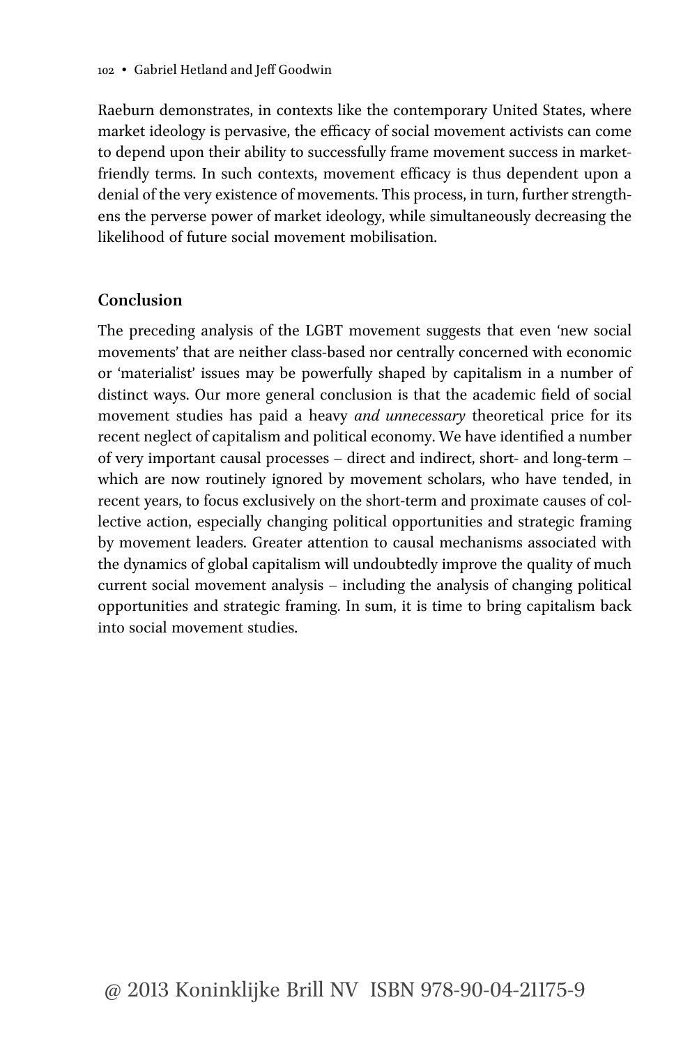Raeburn demonstrates, in contexts like the contemporary United States, where market ideology is pervasive, the efficacy of social movement activists can come to depend upon their ability to successfully frame movement success in market-friendly terms. In such contexts, movement efficacy is thus dependent upon a denial of the very existence of movements. This process, in turn, further strengthens the perverse power of market ideology, while simultaneously decreasing the likelihood of future social movement mobilisation.

## Conclusion

The preceding analysis of the LGBT movement suggests that even 'new social movements' that are neither class-based nor centrally concerned with economic or 'materialist' issues may be powerfully shaped by capitalism in a number of distinct ways. Our more general conclusion is that the academic field of social movement studies has paid a heavy *and unnecessary* theoretical price for its recent neglect of capitalism and political economy. We have identified a number of very important causal processes – direct and indirect, short- and long-term – which are now routinely ignored by movement scholars, who have tended, in recent years, to focus exclusively on the short-term and proximate causes of collective action, especially changing political opportunities and strategic framing by movement leaders. Greater attention to causal mechanisms associated with the dynamics of global capitalism will undoubtedly improve the quality of much current social movement analysis – including the analysis of changing political opportunities and strategic framing. In sum, it is time to bring capitalism back into social movement studies.